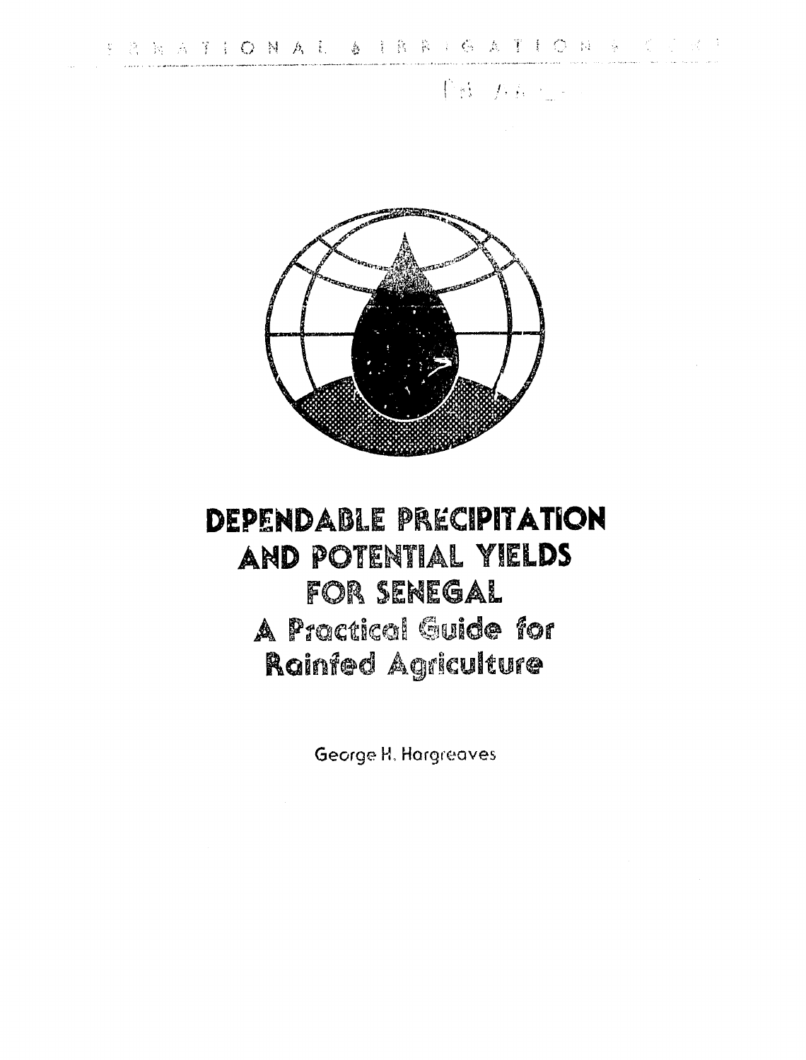# DEPENDABLE PRECIPITATION AND POTENTIAL YIELDS FOR SENEGAL

## A Practical Guide for Rainfed Agriculture

George H. Hargreaves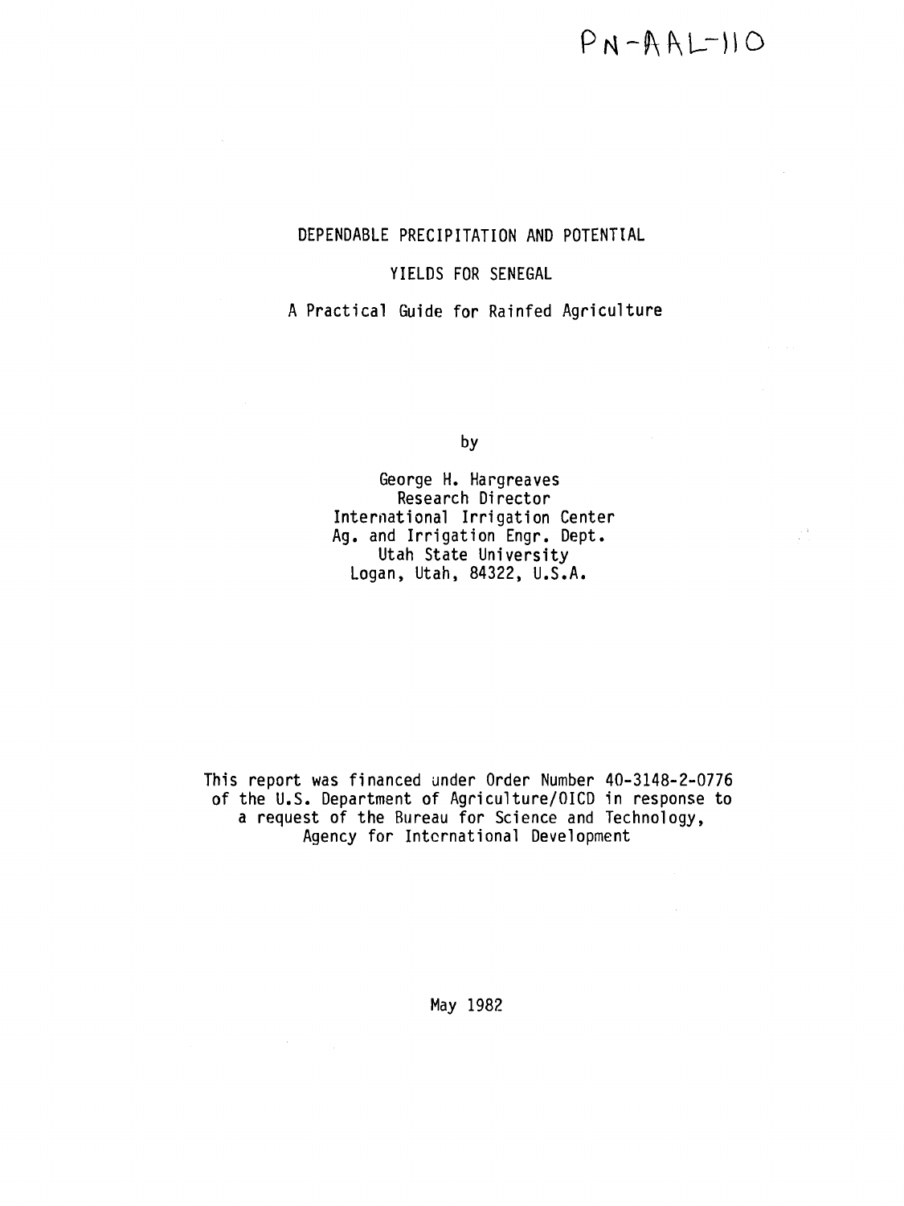PN-AAL-110

# DEPENDABLE PRECIPITATION AND POTENTIAL YIELDS FOR SENEGAL

## A Practical Guide for Rainfed Agriculture

by

George H. Hargreaves
Research Director
International Irrigation Center
Ag. and Irrigation Engr. Dept.
Utah State University
Logan, Utah, 84322, U.S.A.

This report was financed under Order Number 40-3148-2-0776 of the U.S. Department of Agriculture/OICD in response to a request of the Bureau for Science and Technology, Agency for International Development

May 1982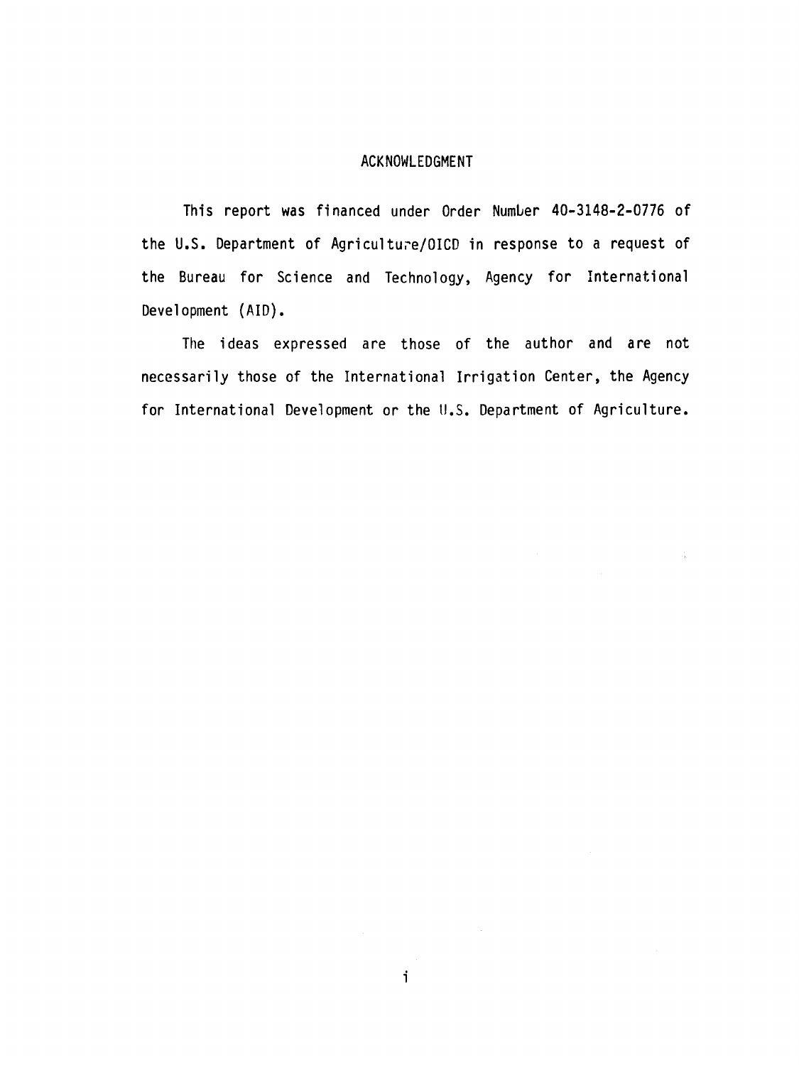## ACKNOWLEDGMENT

This report was financed under Order Number 40-3148-2-0776 of the U.S. Department of Agriculture/OICD in response to a request of the Bureau for Science and Technology, Agency for International Development (AID).

The ideas expressed are those of the author and are not necessarily those of the International Irrigation Center, the Agency for International Development or the U.S. Department of Agriculture.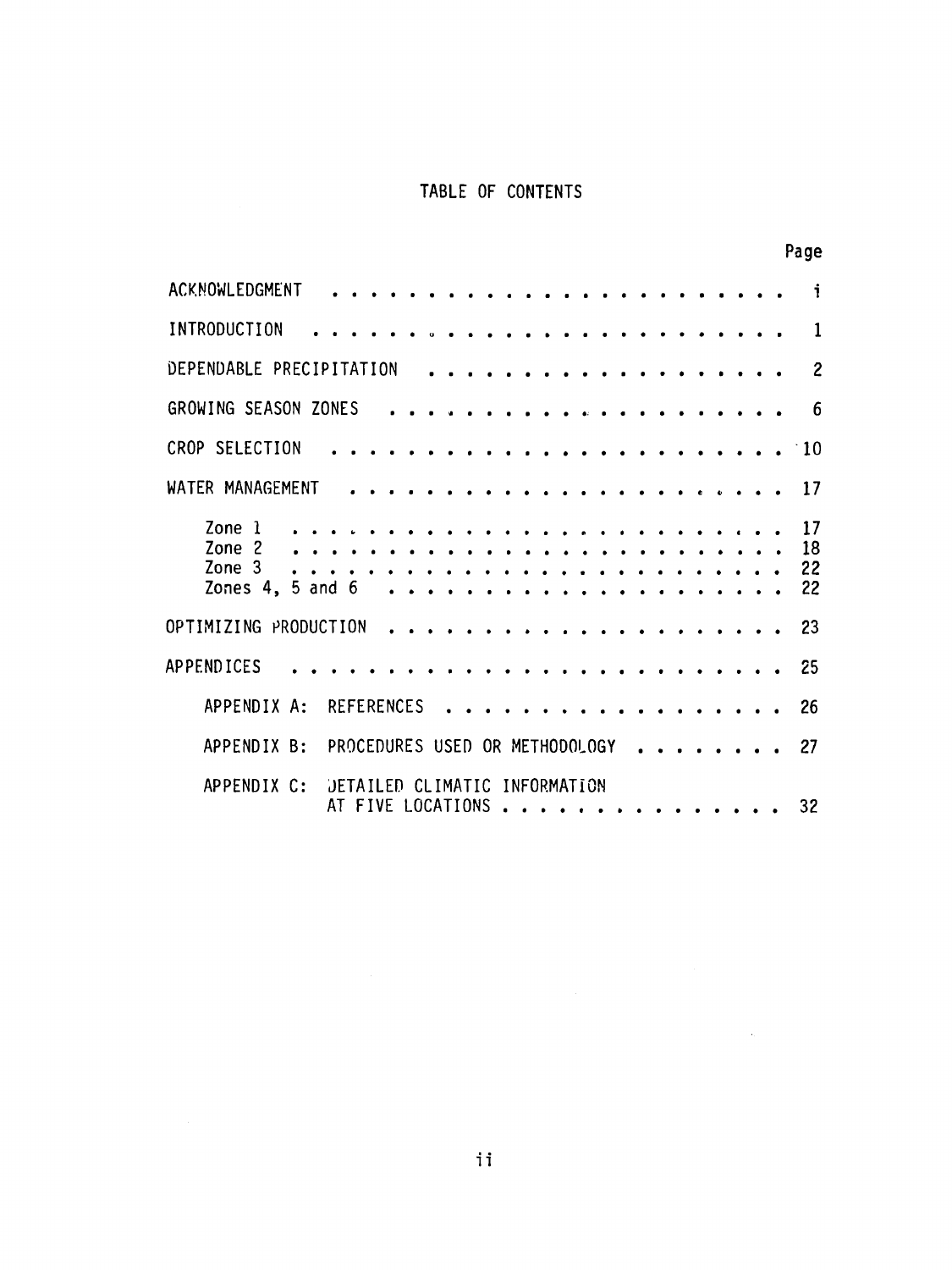# TABLE OF CONTENTS

| | Page |
|---|---|
| ACKNOWLEDGMENT | i |
| INTRODUCTION | 1 |
| DEPENDABLE PRECIPITATION | 2 |
| GROWING SEASON ZONES | 6 |
| CROP SELECTION | 10 |
| WATER MANAGEMENT | 17 |
| Zone 1 | 17 |
| Zone 2 | 18 |
| Zone 3 | 22 |
| Zones 4, 5 and 6 | 22 |
| OPTIMIZING PRODUCTION | 23 |
| APPENDICES | 25 |
| APPENDIX A: REFERENCES | 26 |
| APPENDIX B: PROCEDURES USED OR METHODOLOGY | 27 |
| APPENDIX C: DETAILED CLIMATIC INFORMATION AT FIVE LOCATIONS | 32 |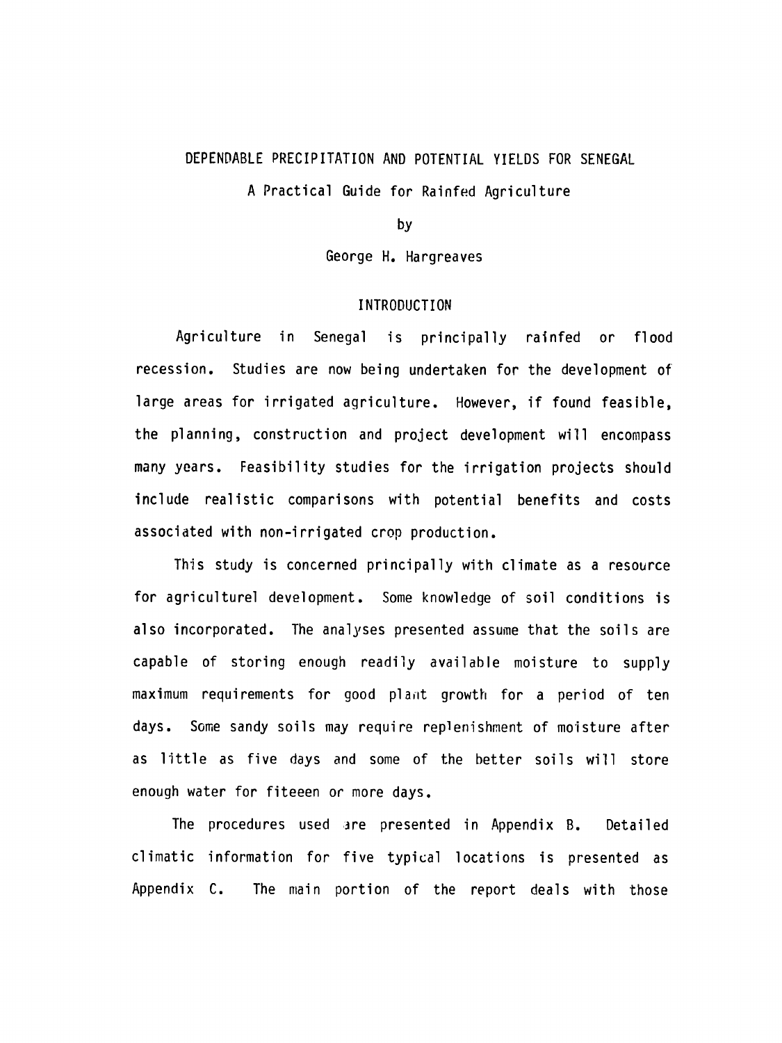# DEPENDABLE PRECIPITATION AND POTENTIAL YIELDS FOR SENEGAL

## A Practical Guide for Rainfed Agriculture

by

George H. Hargreaves

## INTRODUCTION

Agriculture in Senegal is principally rainfed or flood recession. Studies are now being undertaken for the development of large areas for irrigated agriculture. However, if found feasible, the planning, construction and project development will encompass many years. Feasibility studies for the irrigation projects should include realistic comparisons with potential benefits and costs associated with non-irrigated crop production.

This study is concerned principally with climate as a resource for agriculturel development. Some knowledge of soil conditions is also incorporated. The analyses presented assume that the soils are capable of storing enough readily available moisture to supply maximum requirements for good plant growth for a period of ten days. Some sandy soils may require replenishment of moisture after as little as five days and some of the better soils will store enough water for fiteeen or more days.

The procedures used are presented in Appendix B. Detailed climatic information for five typical locations is presented as Appendix C. The main portion of the report deals with those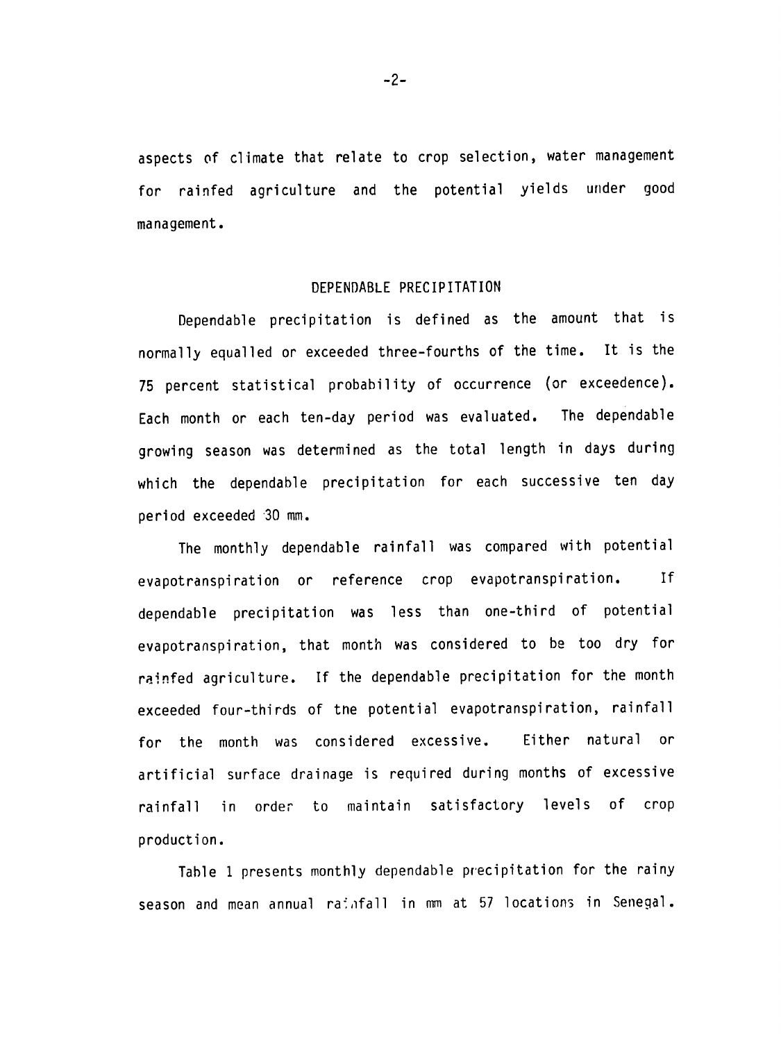aspects of climate that relate to crop selection, water management for rainfed agriculture and the potential yields under good management.

## DEPENDABLE PRECIPITATION

Dependable precipitation is defined as the amount that is normally equalled or exceeded three-fourths of the time. It is the 75 percent statistical probability of occurrence (or exceedence). Each month or each ten-day period was evaluated. The dependable growing season was determined as the total length in days during which the dependable precipitation for each successive ten day period exceeded 30 mm.

The monthly dependable rainfall was compared with potential evapotranspiration or reference crop evapotranspiration. If dependable precipitation was less than one-third of potential evapotranspiration, that month was considered to be too dry for rainfed agriculture. If the dependable precipitation for the month exceeded four-thirds of the potential evapotranspiration, rainfall for the month was considered excessive. Either natural or artificial surface drainage is required during months of excessive rainfall in order to maintain satisfactory levels of crop production.

Table 1 presents monthly dependable precipitation for the rainy season and mean annual rainfall in mm at 57 locations in Senegal.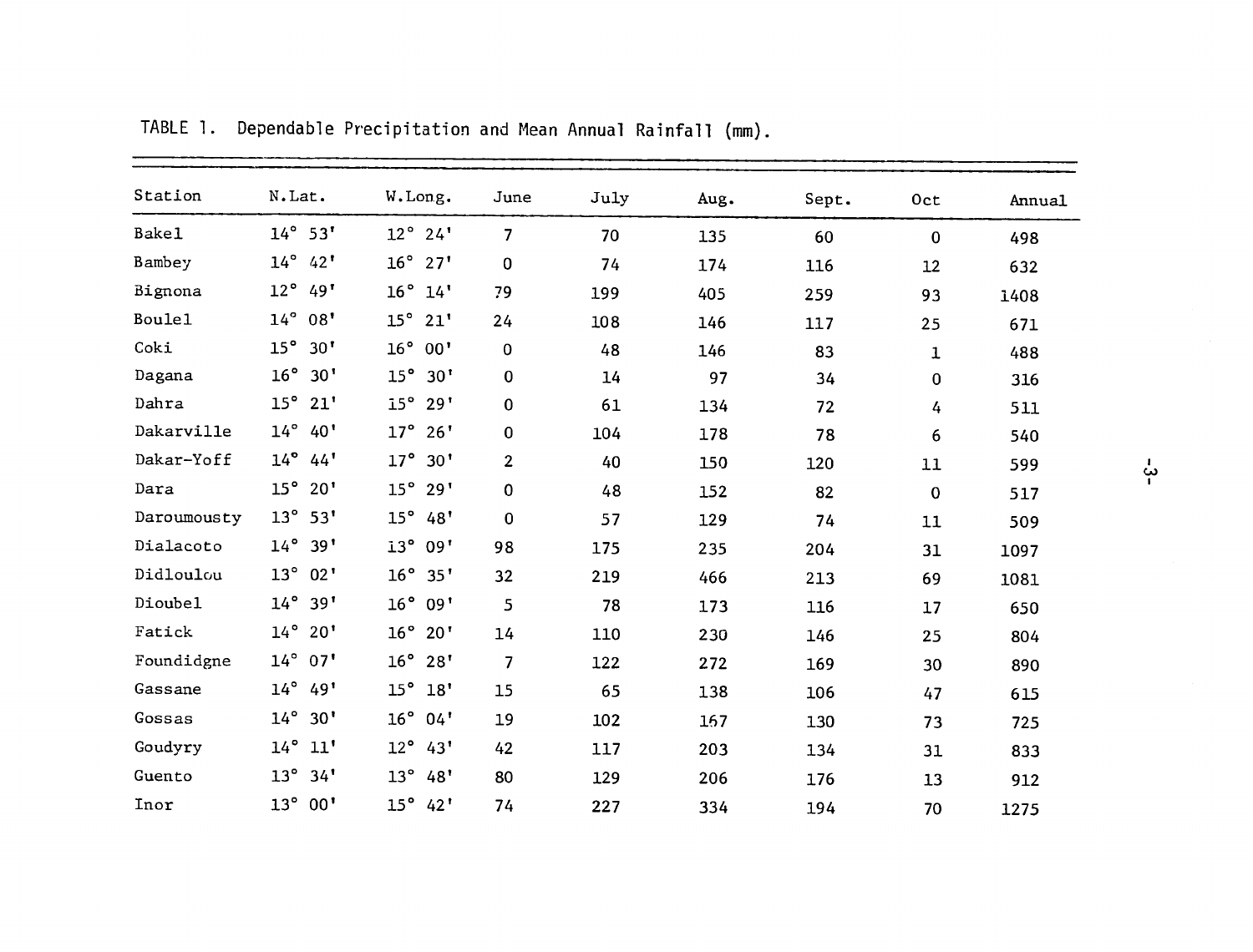TABLE 1. Dependable Precipitation and Mean Annual Rainfall (mm).

| Station | N.Lat. | W.Long. | June | July | Aug. | Sept. | Oct | Annual |
|---|---|---|---|---|---|---|---|---|
| Bakel | 14° 53' | 12° 24' | 7 | 70 | 135 | 60 | 0 | 498 |
| Bambey | 14° 42' | 16° 27' | 0 | 74 | 174 | 116 | 12 | 632 |
| Bignona | 12° 49' | 16° 14' | 79 | 199 | 405 | 259 | 93 | 1408 |
| Boulel | 14° 08' | 15° 21' | 24 | 108 | 146 | 117 | 25 | 671 |
| Coki | 15° 30' | 16° 00' | 0 | 48 | 146 | 83 | 1 | 488 |
| Dagana | 16° 30' | 15° 30' | 0 | 14 | 97 | 34 | 0 | 316 |
| Dahra | 15° 21' | 15° 29' | 0 | 61 | 134 | 72 | 4 | 511 |
| Dakarville | 14° 40' | 17° 26' | 0 | 104 | 178 | 78 | 6 | 540 |
| Dakar-Yoff | 14° 44' | 17° 30' | 2 | 40 | 150 | 120 | 11 | 599 |
| Dara | 15° 20' | 15° 29' | 0 | 48 | 152 | 82 | 0 | 517 |
| Daroumousty | 13° 53' | 15° 48' | 0 | 57 | 129 | 74 | 11 | 509 |
| Dialacoto | 14° 39' | 13° 09' | 98 | 175 | 235 | 204 | 31 | 1097 |
| Didloulou | 13° 02' | 16° 35' | 32 | 219 | 466 | 213 | 69 | 1081 |
| Dioubel | 14° 39' | 16° 09' | 5 | 78 | 173 | 116 | 17 | 650 |
| Fatick | 14° 20' | 16° 20' | 14 | 110 | 230 | 146 | 25 | 804 |
| Foundidgne | 14° 07' | 16° 28' | 7 | 122 | 272 | 169 | 30 | 890 |
| Gassane | 14° 49' | 15° 18' | 15 | 65 | 138 | 106 | 47 | 615 |
| Gossas | 14° 30' | 16° 04' | 19 | 102 | 167 | 130 | 73 | 725 |
| Goudyry | 14° 11' | 12° 43' | 42 | 117 | 203 | 134 | 31 | 833 |
| Guento | 13° 34' | 13° 48' | 80 | 129 | 206 | 176 | 13 | 912 |
| Inor | 13° 00' | 15° 42' | 74 | 227 | 334 | 194 | 70 | 1275 |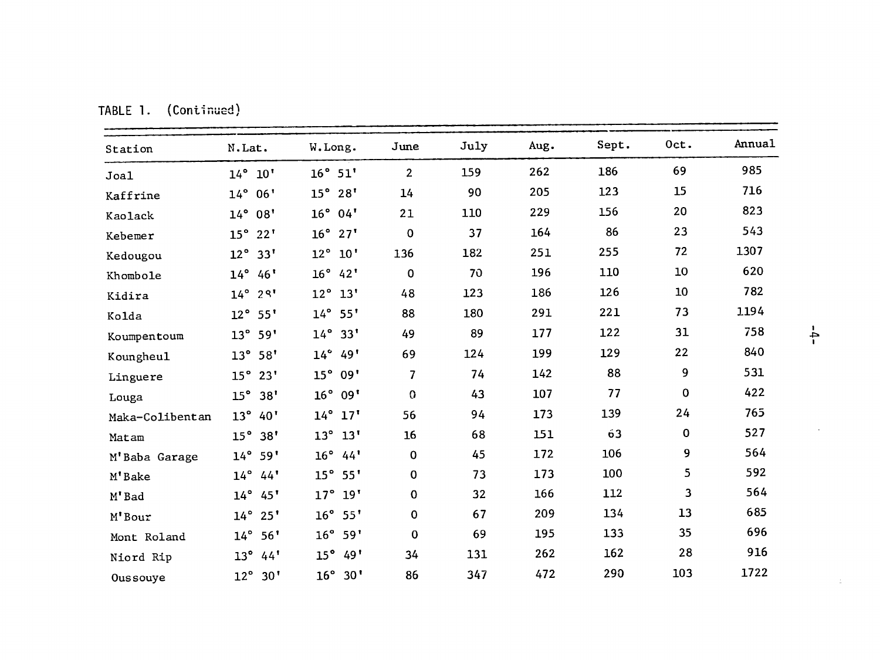TABLE 1. (Continued)

| Station | N.Lat. | W.Long. | June | July | Aug. | Sept. | Oct. | Annual |
|---|---|---|---|---|---|---|---|---|
| Joal | 14° 10' | 16° 51' | 2 | 159 | 262 | 186 | 69 | 985 |
| Kaffrine | 14° 06' | 15° 28' | 14 | 90 | 205 | 123 | 15 | 716 |
| Kaolack | 14° 08' | 16° 04' | 21 | 110 | 229 | 156 | 20 | 823 |
| Kebemer | 15° 22' | 16° 27' | 0 | 37 | 164 | 86 | 23 | 543 |
| Kedougou | 12° 33' | 12° 10' | 136 | 182 | 251 | 255 | 72 | 1307 |
| Khombole | 14° 46' | 16° 42' | 0 | 70 | 196 | 110 | 10 | 620 |
| Kidira | 14° 28' | 12° 13' | 48 | 123 | 186 | 126 | 10 | 782 |
| Kolda | 12° 55' | 14° 55' | 88 | 180 | 291 | 221 | 73 | 1194 |
| Koumpentoum | 13° 59' | 14° 33' | 49 | 89 | 177 | 122 | 31 | 758 |
| Koungheul | 13° 58' | 14° 49' | 69 | 124 | 199 | 129 | 22 | 840 |
| Linguere | 15° 23' | 15° 09' | 7 | 74 | 142 | 88 | 9 | 531 |
| Louga | 15° 38' | 16° 09' | 0 | 43 | 107 | 77 | 0 | 422 |
| Maka-Colibentan | 13° 40' | 14° 17' | 56 | 94 | 173 | 139 | 24 | 765 |
| Matam | 15° 38' | 13° 13' | 16 | 68 | 151 | 63 | 0 | 527 |
| M'Baba Garage | 14° 59' | 16° 44' | 0 | 45 | 172 | 106 | 9 | 564 |
| M'Bake | 14° 44' | 15° 55' | 0 | 73 | 173 | 100 | 5 | 592 |
| M'Bad | 14° 45' | 17° 19' | 0 | 32 | 166 | 112 | 3 | 564 |
| M'Bour | 14° 25' | 16° 55' | 0 | 67 | 209 | 134 | 13 | 685 |
| Mont Roland | 14° 56' | 16° 59' | 0 | 69 | 195 | 133 | 35 | 696 |
| Niord Rip | 13° 44' | 15° 49' | 34 | 131 | 262 | 162 | 28 | 916 |
| Oussouye | 12° 30' | 16° 30' | 86 | 347 | 472 | 290 | 103 | 1722 |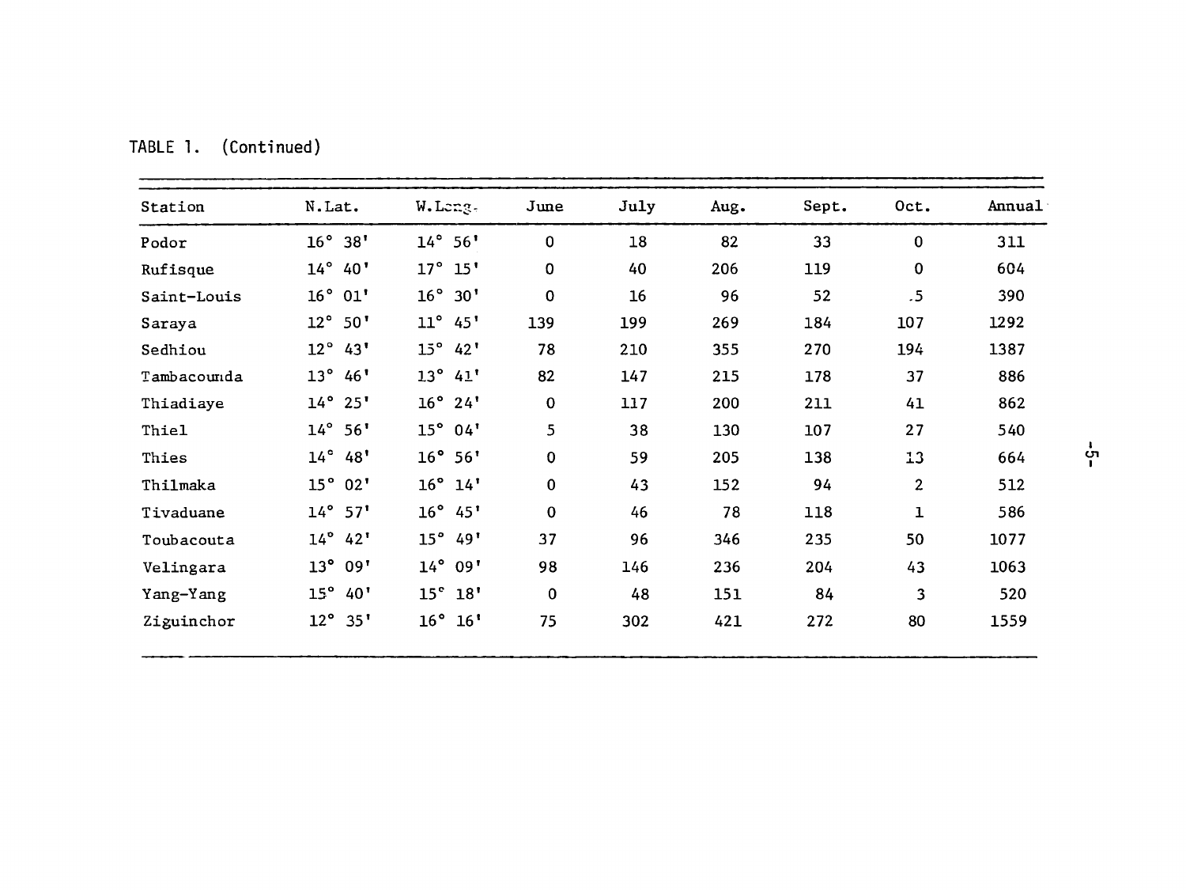TABLE 1. (Continued)

| Station | N.Lat. | W.Long. | June | July | Aug. | Sept. | Oct. | Annual |
|---|---|---|---|---|---|---|---|---|
| Podor | 16° 38' | 14° 56' | 0 | 18 | 82 | 33 | 0 | 311 |
| Rufisque | 14° 40' | 17° 15' | 0 | 40 | 206 | 119 | 0 | 604 |
| Saint-Louis | 16° 01' | 16° 30' | 0 | 16 | 96 | 52 | .5 | 390 |
| Saraya | 12° 50' | 11° 45' | 139 | 199 | 269 | 184 | 107 | 1292 |
| Sedhiou | 12° 43' | 15° 42' | 78 | 210 | 355 | 270 | 194 | 1387 |
| Tambacounda | 13° 46' | 13° 41' | 82 | 147 | 215 | 178 | 37 | 886 |
| Thiadiaye | 14° 25' | 16° 24' | 0 | 117 | 200 | 211 | 41 | 862 |
| Thiel | 14° 56' | 15° 04' | 5 | 38 | 130 | 107 | 27 | 540 |
| Thies | 14° 48' | 16° 56' | 0 | 59 | 205 | 138 | 13 | 664 |
| Thilmaka | 15° 02' | 16° 14' | 0 | 43 | 152 | 94 | 2 | 512 |
| Tivaduane | 14° 57' | 16° 45' | 0 | 46 | 78 | 118 | 1 | 586 |
| Toubacouta | 14° 42' | 15° 49' | 37 | 96 | 346 | 235 | 50 | 1077 |
| Velingara | 13° 09' | 14° 09' | 98 | 146 | 236 | 204 | 43 | 1063 |
| Yang-Yang | 15° 40' | 15° 18' | 0 | 48 | 151 | 84 | 3 | 520 |
| Ziguinchor | 12° 35' | 16° 16' | 75 | 302 | 421 | 272 | 80 | 1559 |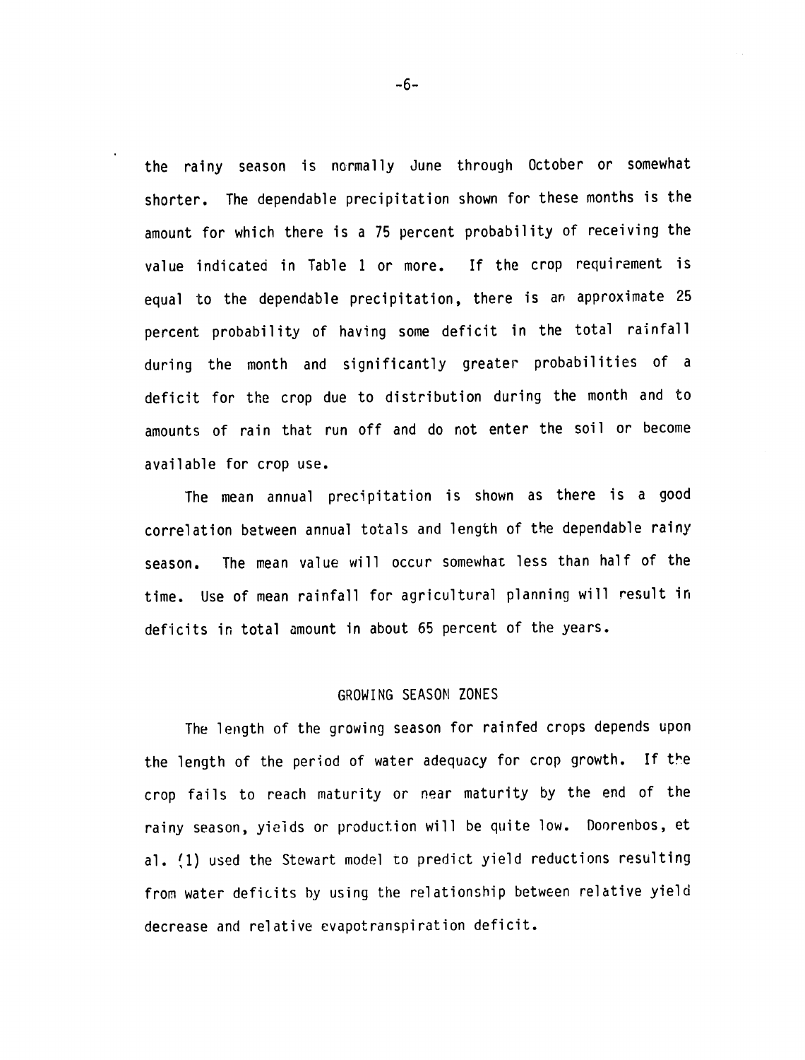the rainy season is normally June through October or somewhat shorter. The dependable precipitation shown for these months is the amount for which there is a 75 percent probability of receiving the value indicated in Table 1 or more. If the crop requirement is equal to the dependable precipitation, there is an approximate 25 percent probability of having some deficit in the total rainfall during the month and significantly greater probabilities of a deficit for the crop due to distribution during the month and to amounts of rain that run off and do not enter the soil or become available for crop use.

The mean annual precipitation is shown as there is a good correlation between annual totals and length of the dependable rainy season. The mean value will occur somewhat less than half of the time. Use of mean rainfall for agricultural planning will result in deficits in total amount in about 65 percent of the years.

## GROWING SEASON ZONES

The length of the growing season for rainfed crops depends upon the length of the period of water adequacy for crop growth. If the crop fails to reach maturity or near maturity by the end of the rainy season, yields or production will be quite low. Doorenbos, et al. (1) used the Stewart model to predict yield reductions resulting from water deficits by using the relationship between relative yield decrease and relative evapotranspiration deficit.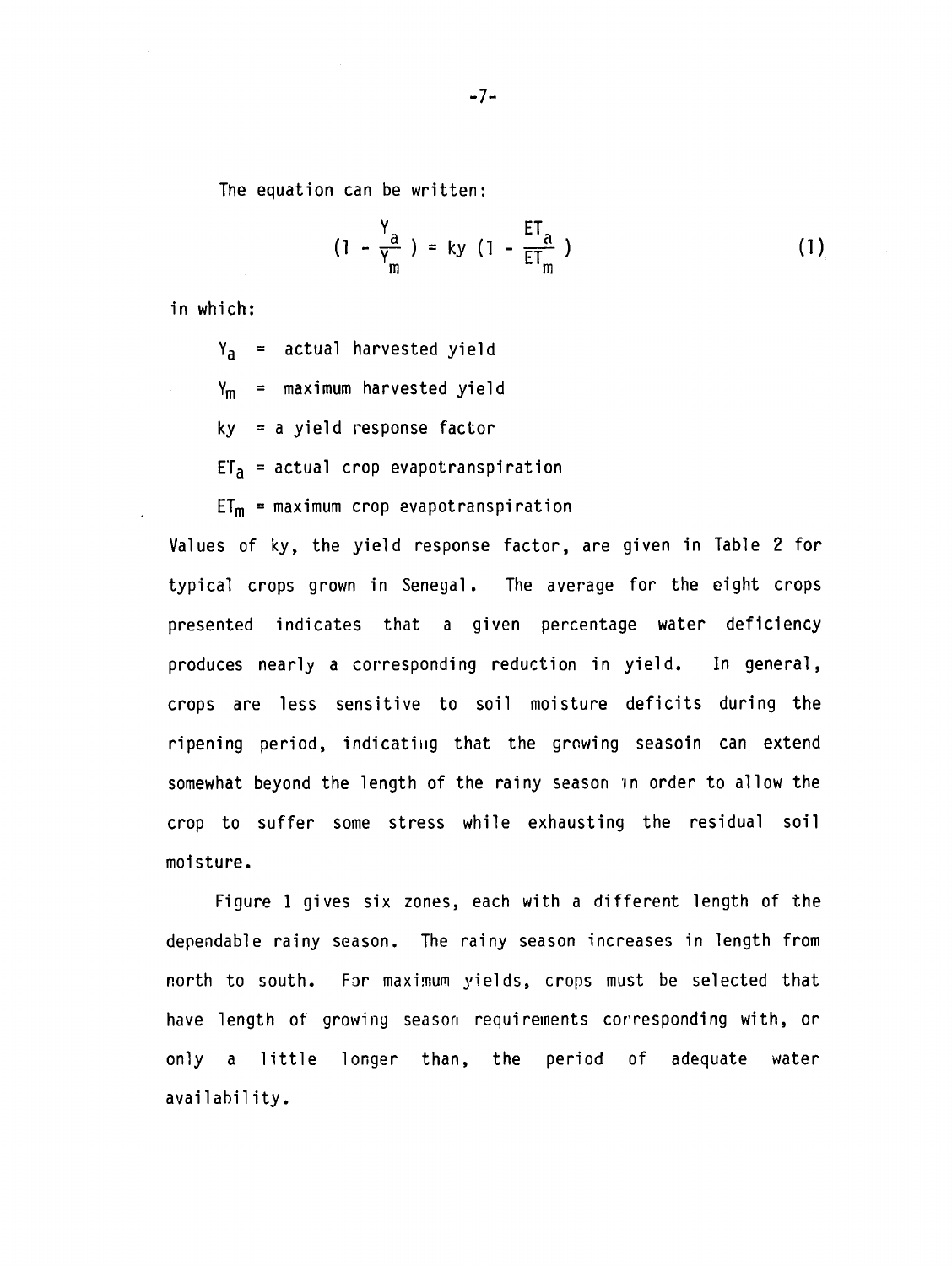The equation can be written:

$$\left(1 - \frac{Y_a}{Y_m}\right) = ky \left(1 - \frac{ET_a}{ET_m}\right) \tag{1}$$

in which:

$Y_a$ = actual harvested yield

$Y_m$ = maximum harvested yield

ky = a yield response factor

$ET_a$ = actual crop evapotranspiration

$ET_m$ = maximum crop evapotranspiration

Values of ky, the yield response factor, are given in Table 2 for typical crops grown in Senegal. The average for the eight crops presented indicates that a given percentage water deficiency produces nearly a corresponding reduction in yield. In general, crops are less sensitive to soil moisture deficits during the ripening period, indicating that the growing seasoin can extend somewhat beyond the length of the rainy season in order to allow the crop to suffer some stress while exhausting the residual soil moisture.

Figure 1 gives six zones, each with a different length of the dependable rainy season. The rainy season increases in length from north to south. For maximum yields, crops must be selected that have length of growing season requirements corresponding with, or only a little longer than, the period of adequate water availability.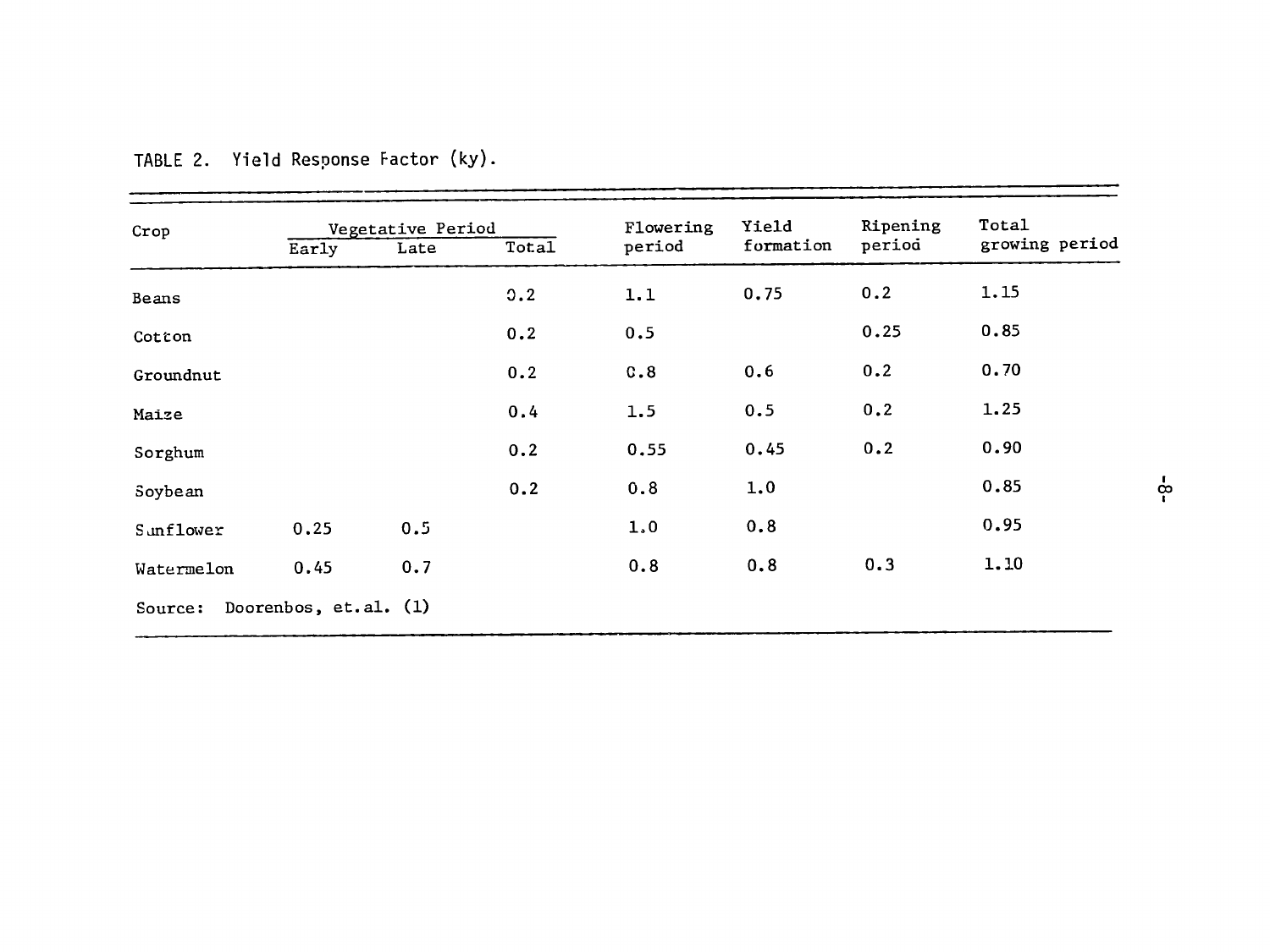TABLE 2. Yield Response Factor (ky).

| Crop | Vegetative Period | | | Flowering period | Yield formation | Ripening period | Total growing period |
|---|---|---|---|---|---|---|---|
| | Early | Late | Total | | | | |
| Beans | | | 0.2 | 1.1 | 0.75 | 0.2 | 1.15 |
| Cotton | | | 0.2 | 0.5 | | 0.25 | 0.85 |
| Groundnut | | | 0.2 | 0.8 | 0.6 | 0.2 | 0.70 |
| Maize | | | 0.4 | 1.5 | 0.5 | 0.2 | 1.25 |
| Sorghum | | | 0.2 | 0.55 | 0.45 | 0.2 | 0.90 |
| Soybean | | | 0.2 | 0.8 | 1.0 | | 0.85 |
| Sunflower | 0.25 | 0.5 | | 1.0 | 0.8 | | 0.95 |
| Watermelon | 0.45 | 0.7 | | 0.8 | 0.8 | 0.3 | 1.10 |

Source: Doorenbos, et.al. (1)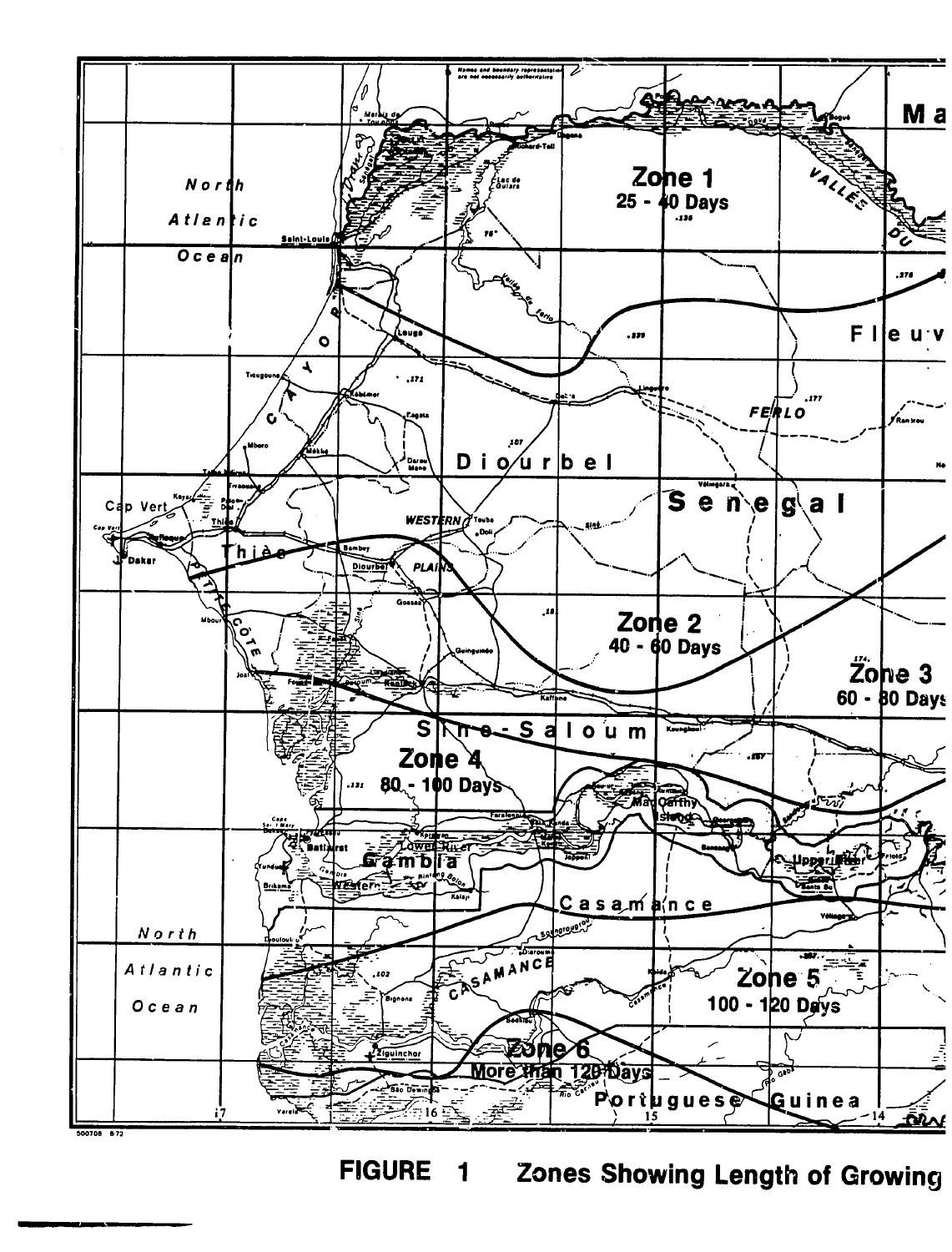FIGURE 1 Zones Showing Length of Growing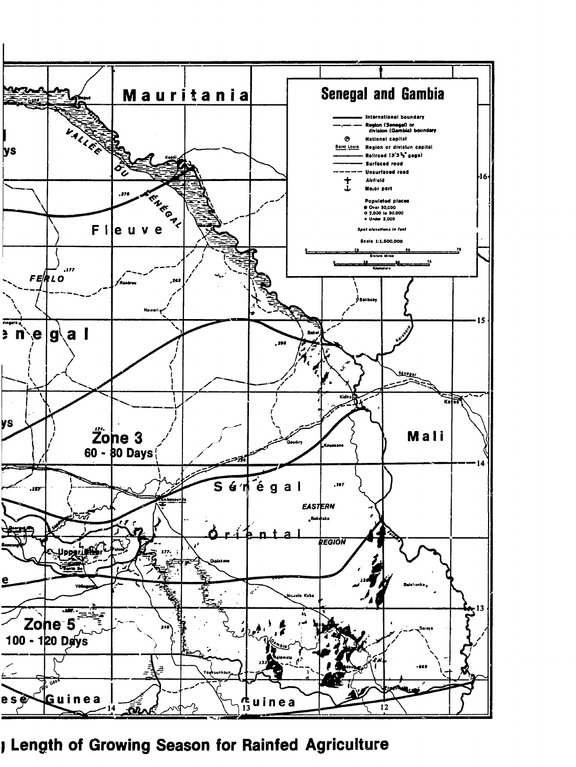# Senegal and Gambia

- International boundary
- Region (Senegal) or division (Gambia) boundary
- National capital
- Saint Louis — Region or division capital
- Railroad (3'3⅜" gage)
- Surfaced road
- Unsurfaced road
- Airfield
- Major port

Populated places
- Over 30,000
- 2,000 to 30,000
- Under 2,000

*Spot elevations in feet*

Scale 1:1,500,000

Mauritania

VALLÉE DU SÉNÉGAL

Fleuve

FERLO

Senegal

Zone 3
60 - 80 Days

Mali

Sénégal Oriental

EASTERN REGION

Upper River

Zone 5
100 - 120 Days

Guinea

**Length of Growing Season for Rainfed Agriculture**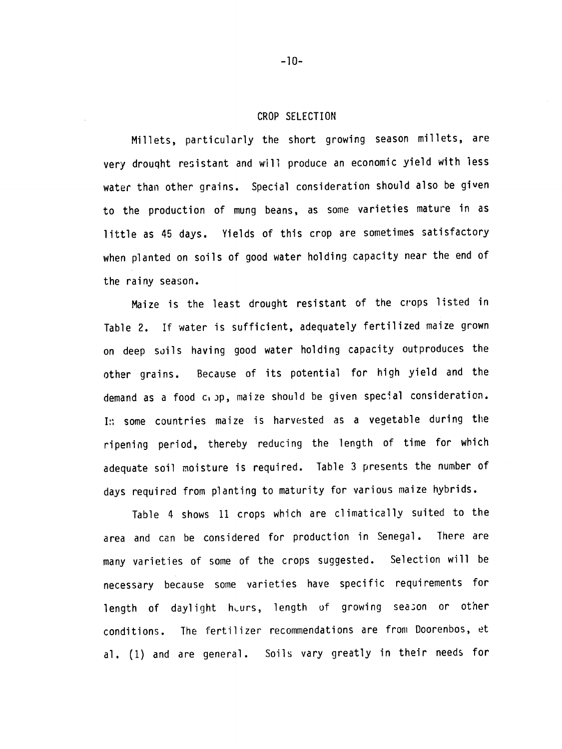## CROP SELECTION

Millets, particularly the short growing season millets, are very drought resistant and will produce an economic yield with less water than other grains. Special consideration should also be given to the production of mung beans, as some varieties mature in as little as 45 days. Yields of this crop are sometimes satisfactory when planted on soils of good water holding capacity near the end of the rainy season.

Maize is the least drought resistant of the crops listed in Table 2. If water is sufficient, adequately fertilized maize grown on deep soils having good water holding capacity outproduces the other grains. Because of its potential for high yield and the demand as a food crop, maize should be given special consideration. In some countries maize is harvested as a vegetable during the ripening period, thereby reducing the length of time for which adequate soil moisture is required. Table 3 presents the number of days required from planting to maturity for various maize hybrids.

Table 4 shows 11 crops which are climatically suited to the area and can be considered for production in Senegal. There are many varieties of some of the crops suggested. Selection will be necessary because some varieties have specific requirements for length of daylight hours, length of growing season or other conditions. The fertilizer recommendations are from Doorenbos, et al. (1) and are general. Soils vary greatly in their needs for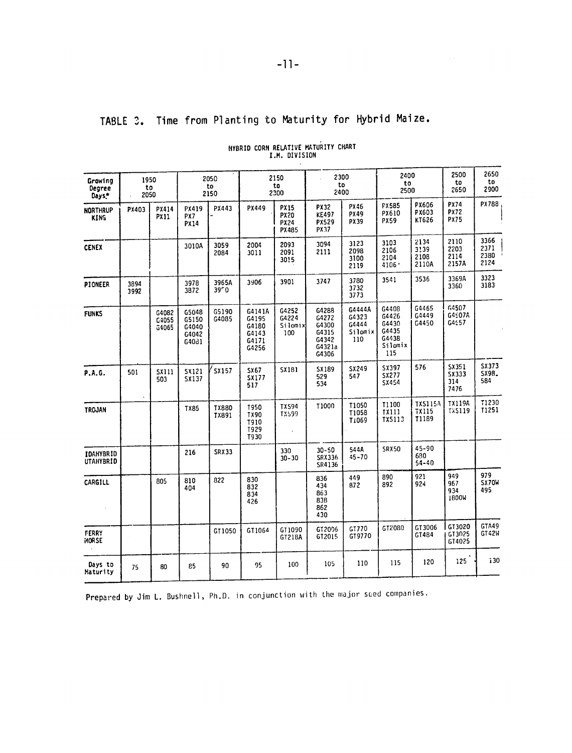# TABLE 3. Time from Planting to Maturity for Hybrid Maize.

HYBRID CORN RELATIVE MATURITY CHART
I.M. DIVISION

| Growing Degree Days* | 1950 to 2050 | | 2050 to 2150 | | 2150 to 2300 | | 2300 to 2400 | | 2400 to 2500 | | 2500 to 2650 | 2650 to 2900 |
|---|---|---|---|---|---|---|---|---|---|---|---|---|
| NORTHRUP KING | PX403 | PX414 PX11 | PX419 PX7 PX14 | PX443 | PX449 | PX15 PX20 PX24 PX485 | PX32 KE497 PX529 PX37 | PX46 PX49 PX39 | PX585 PX610 PX59 | PX606 PX603 KT626 | PX74 PX72 PX75 | PX788 |
| CENEX | | | 3010A | 3059 2084 | 2004 3011 | 2093 2091 3015 | 3094 2111 | 3123 2098 3100 2119 | 3103 2106 2104 4106 | 2134 3139 2108 2110A | 2110 2203 2114 2157A | 3366 2371 2380 2124 |
| PIONEER | 3894 3992 | | 3978 3872 | 3965A 39r0 | 3906 | 3901 | 3747 | 3780 3732 3773 | 3541 | 3536 | 3369A 3360 | 3323 3183 |
| FUNKS | | G4082 G4055 G4065 | G5048 G5150 G4040 G4042 G4081 | G5190 G4085 | G4141A G4195 G4180 G4143 G4171 G4256 | G4252 G4224 Silomix 100 | G4288 G4272 G4300 G4315 G4342 G4321a G4306 | G4444A G4323 G4444 Silomix 110 | G4408 G4426 G4430 G4435 G4438 Silomix 115 | G4465 G4449 G4450 | G4507 G4507A G4557 | |
| P.A.G. | 501 | SX111 503 | SX121 SX137 | SX157 | SX67 SX177 517 | SX181 | SX189 529 534 | SX249 547 | SX397 SX277 SX454 | 576 | SX351 SX333 314 7476 | SX373 SX98 584 |
| TROJAN | | | TX85 | TX880 TX891 | T950 TX90 T910 T929 T930 | TXS94 TXS99 | T1000 | T1050 T1058 T1069 | T1100 TX111 TXS113 | TXS115A TX115 T1189 | TX119A TXS119 | T1230 T1251 |
| IDAHYBRID UTAHYBRID | | | 216 | SRX33 | | 330 30-30 | 30-50 SRX336 SR4136 | 544A 45-70 | SRX50 | 45-90 680 54-40 | | |
| CARGILL | | 805 | 810 404 | 822 | 830 832 834 426 | | 836 434 863 838 862 430 | 449 872 | 890 892 | 921 924 | 949 967 934 1800W | 979 SX70W 495 |
| FERRY MORSE | | | | GT1050 | GT1064 | GT1090 GT218A | GT2006 GT2015 | GT770 GT9770 | GT2080 | GT3006 GT484 | GT3020 GT3025 GT4025 | GTA49 GT42W |
| Days to Maturity | 75 | 80 | 85 | 90 | 95 | 100 | 105 | 110 | 115 | 120 | 125 | 130 |

Prepared by Jim L. Bushnell, Ph.D. in conjunction with the major seed companies.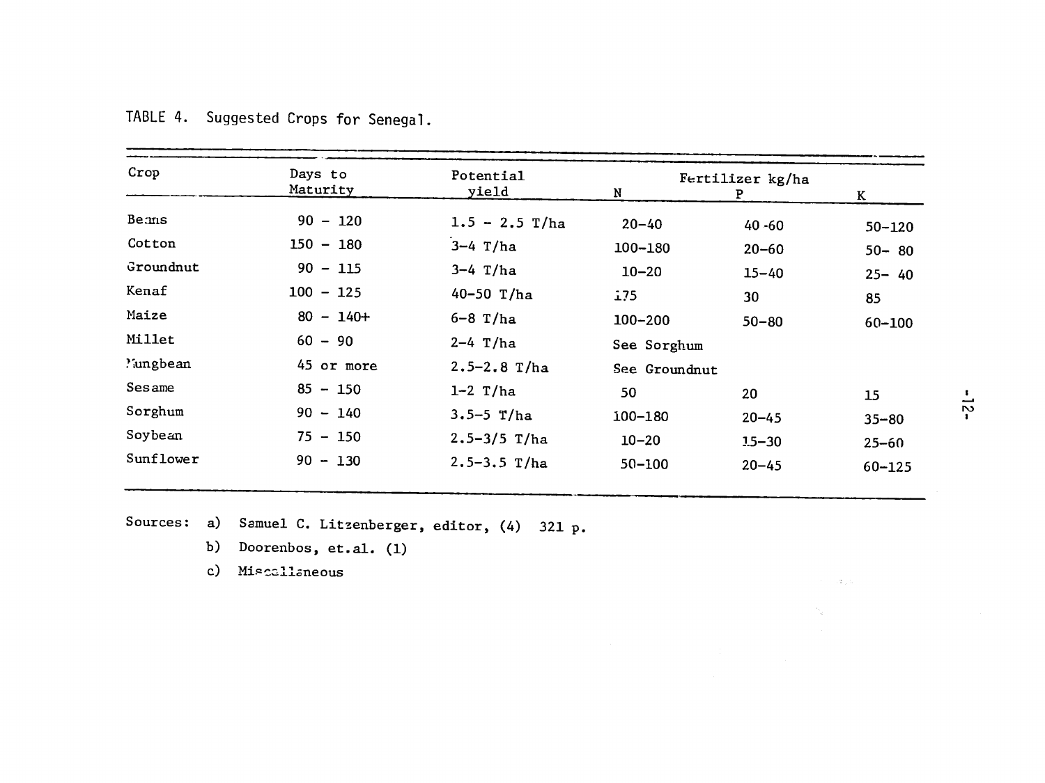TABLE 4. Suggested Crops for Senegal.

| Crop | Days to Maturity | Potential yield | Fertilizer kg/ha N | P | K |
|---|---|---|---|---|---|
| Beans | 90 - 120 | 1.5 - 2.5 T/ha | 20–40 | 40 -60 | 50–120 |
| Cotton | 150 - 180 | 3–4 T/ha | 100–180 | 20–60 | 50– 80 |
| Groundnut | 90 - 115 | 3–4 T/ha | 10–20 | 15–40 | 25– 40 |
| Kenaf | 100 - 125 | 40-50 T/ha | 175 | 30 | 85 |
| Maize | 80 - 140+ | 6–8 T/ha | 100–200 | 50–80 | 60–100 |
| Millet | 60 - 90 | 2–4 T/ha | See Sorghum | | |
| Mungbean | 45 or more | 2.5–2.8 T/ha | See Groundnut | | |
| Sesame | 85 - 150 | 1–2 T/ha | 50 | 20 | 15 |
| Sorghum | 90 - 140 | 3.5–5 T/ha | 100–180 | 20–45 | 35–80 |
| Soybean | 75 - 150 | 2.5–3/5 T/ha | 10–20 | 15–30 | 25–60 |
| Sunflower | 90 - 130 | 2.5–3.5 T/ha | 50–100 | 20–45 | 60–125 |

Sources: a) Samuel C. Litzenberger, editor, (4) 321 p.

b) Doorenbos, et.al. (1)

c) Miscellaneous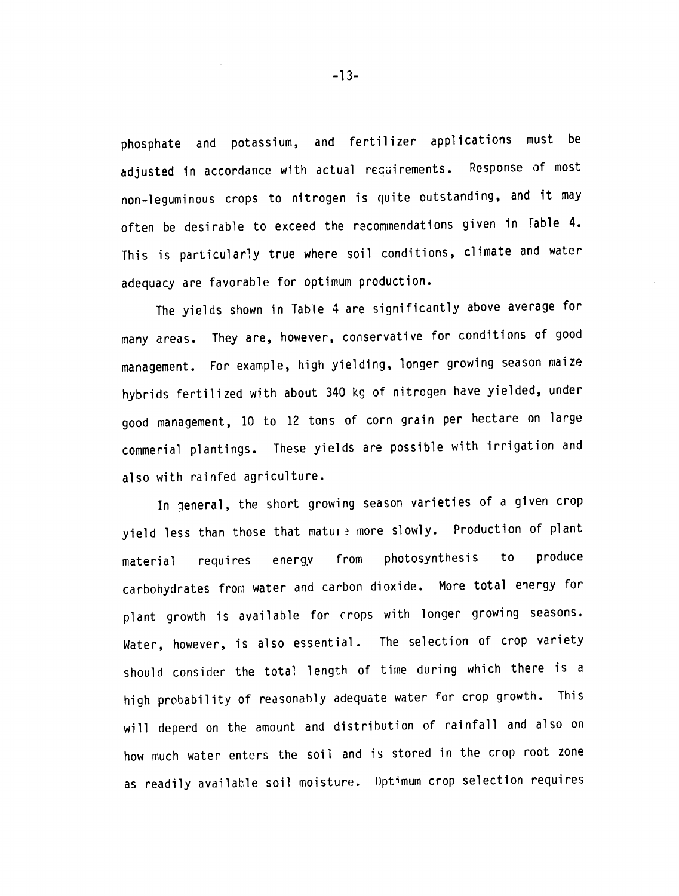phosphate and potassium, and fertilizer applications must be adjusted in accordance with actual requirements. Response of most non-leguminous crops to nitrogen is quite outstanding, and it may often be desirable to exceed the recommendations given in Table 4. This is particularly true where soil conditions, climate and water adequacy are favorable for optimum production.

The yields shown in Table 4 are significantly above average for many areas. They are, however, conservative for conditions of good management. For example, high yielding, longer growing season maize hybrids fertilized with about 340 kg of nitrogen have yielded, under good management, 10 to 12 tons of corn grain per hectare on large commerial plantings. These yields are possible with irrigation and also with rainfed agriculture.

In general, the short growing season varieties of a given crop yield less than those that mature more slowly. Production of plant material requires energy from photosynthesis to produce carbohydrates from water and carbon dioxide. More total energy for plant growth is available for crops with longer growing seasons. Water, however, is also essential. The selection of crop variety should consider the total length of time during which there is a high probability of reasonably adequate water for crop growth. This will depend on the amount and distribution of rainfall and also on how much water enters the soil and is stored in the crop root zone as readily available soil moisture. Optimum crop selection requires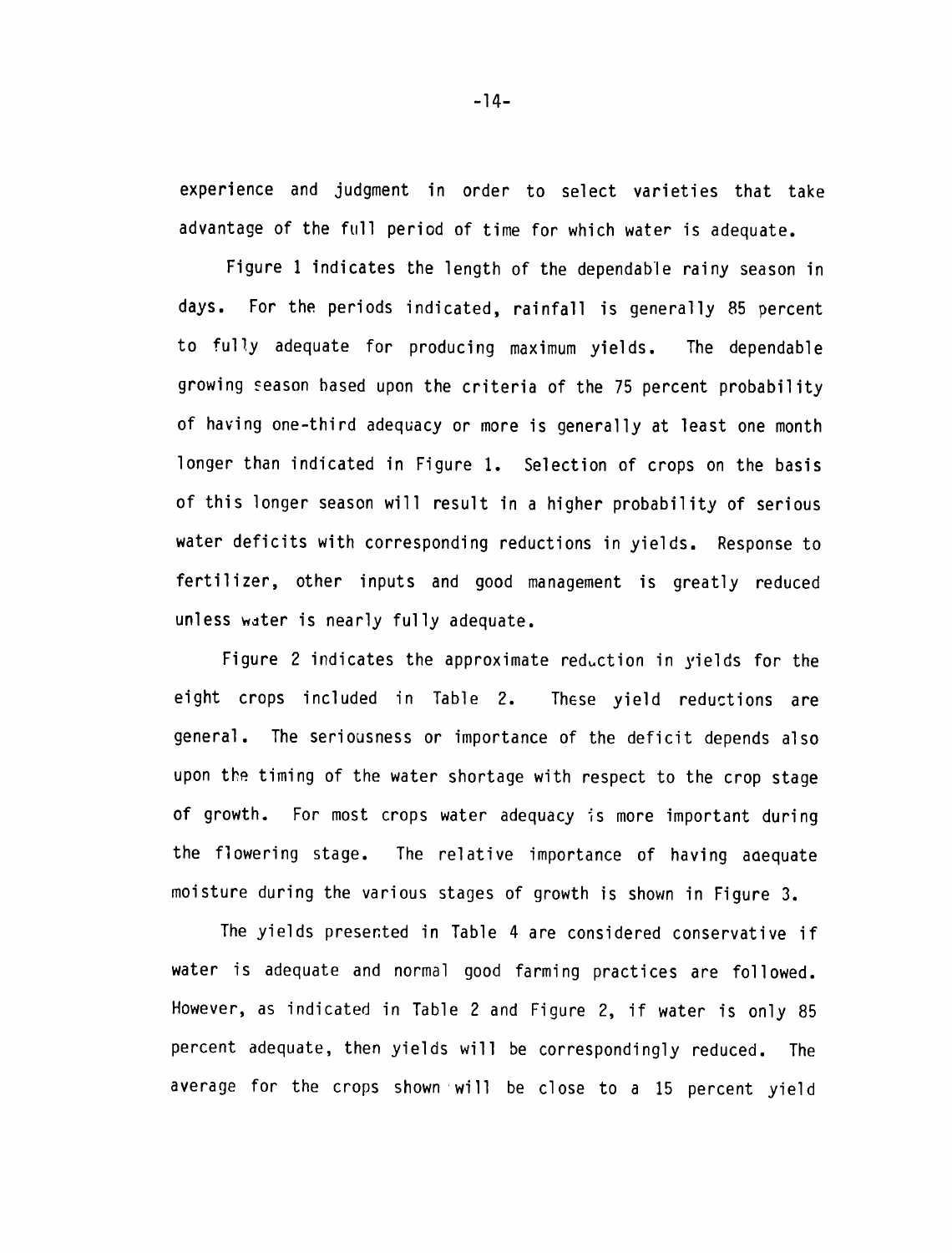experience and judgment in order to select varieties that take advantage of the full period of time for which water is adequate.

Figure 1 indicates the length of the dependable rainy season in days. For the periods indicated, rainfall is generally 85 percent to fully adequate for producing maximum yields. The dependable growing season based upon the criteria of the 75 percent probability of having one-third adequacy or more is generally at least one month longer than indicated in Figure 1. Selection of crops on the basis of this longer season will result in a higher probability of serious water deficits with corresponding reductions in yields. Response to fertilizer, other inputs and good management is greatly reduced unless water is nearly fully adequate.

Figure 2 indicates the approximate reduction in yields for the eight crops included in Table 2. These yield reductions are general. The seriousness or importance of the deficit depends also upon the timing of the water shortage with respect to the crop stage of growth. For most crops water adequacy is more important during the flowering stage. The relative importance of having adequate moisture during the various stages of growth is shown in Figure 3.

The yields presented in Table 4 are considered conservative if water is adequate and normal good farming practices are followed. However, as indicated in Table 2 and Figure 2, if water is only 85 percent adequate, then yields will be correspondingly reduced. The average for the crops shown will be close to a 15 percent yield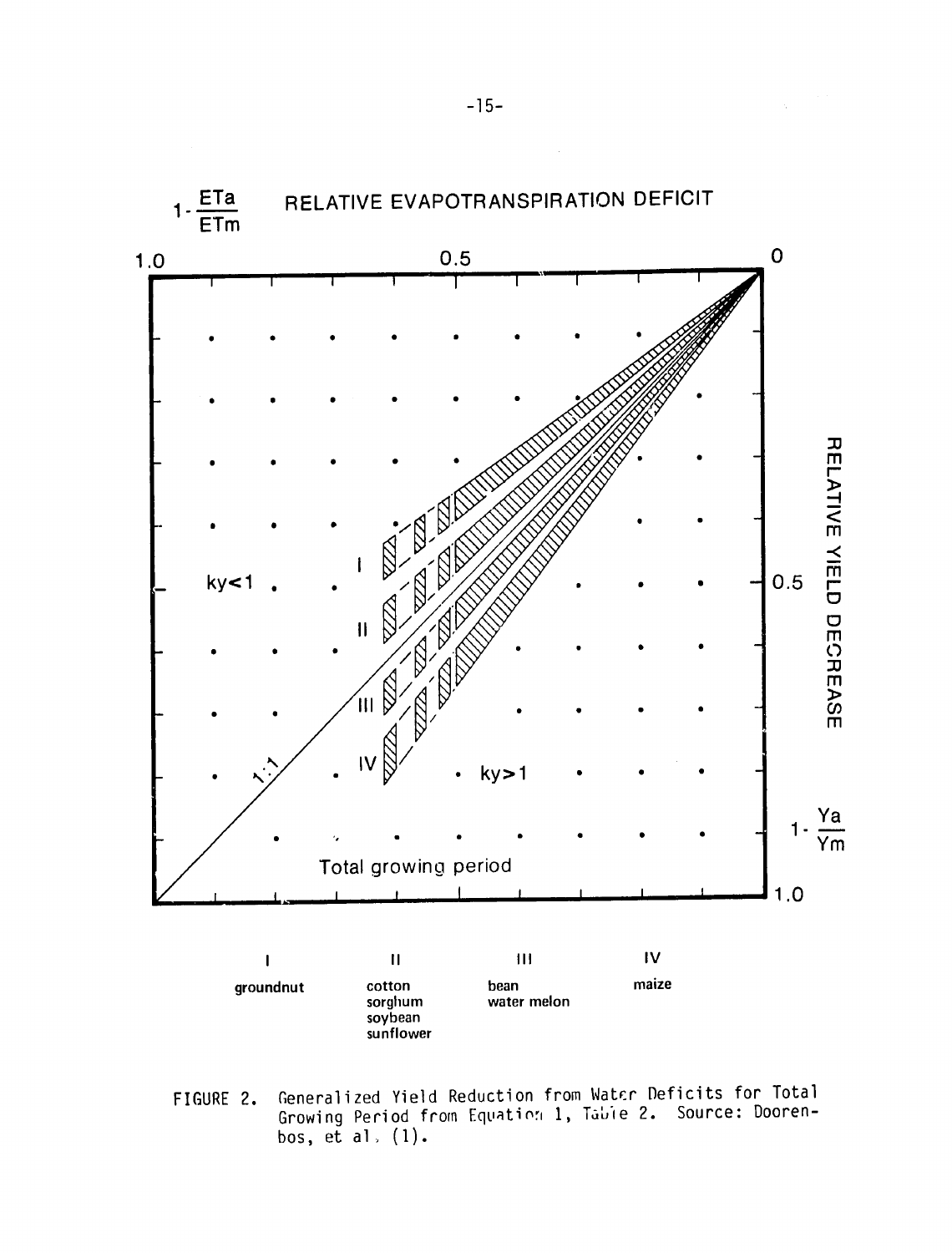$1 - \frac{ETa}{ETm}$ RELATIVE EVAPOTRANSPIRATION DEFICIT

RELATIVE YIELD DECREASE $1 - \frac{Ya}{Ym}$

ky<1

ky>1

1:1

Total growing period

| I | II | III | IV |
|---|---|---|---|
| groundnut | cotton<br>sorghum<br>soybean<br>sunflower | bean<br>water melon | maize |

FIGURE 2. Generalized Yield Reduction from Water Deficits for Total Growing Period from Equation 1, Table 2. Source: Doorenbos, et al. (1).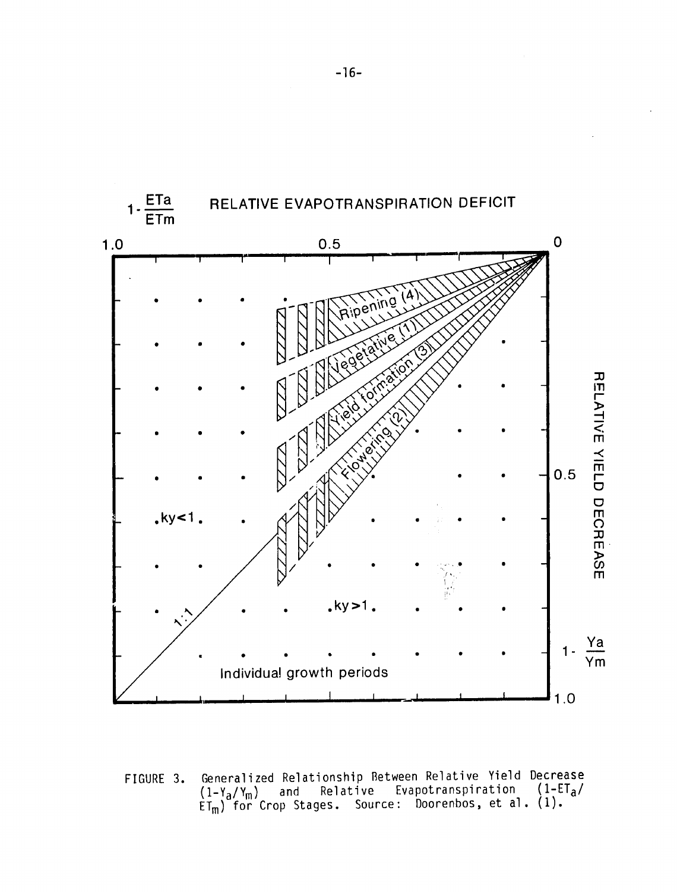FIGURE 3. Generalized Relationship Between Relative Yield Decrease ($1-Y_a/Y_m$) and Relative Evapotranspiration ($1-ET_a/ET_m$) for Crop Stages. Source: Doorenbos, et al. (1).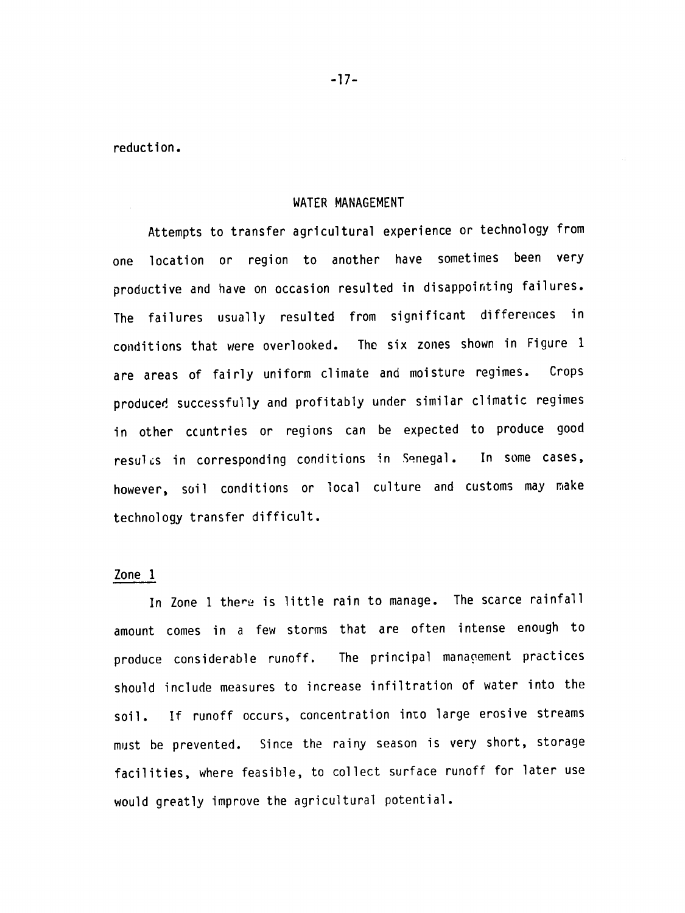reduction.

## WATER MANAGEMENT

Attempts to transfer agricultural experience or technology from one location or region to another have sometimes been very productive and have on occasion resulted in disappointing failures. The failures usually resulted from significant differences in conditions that were overlooked. The six zones shown in Figure 1 are areas of fairly uniform climate and moisture regimes. Crops produced successfully and profitably under similar climatic regimes in other countries or regions can be expected to produce good results in corresponding conditions in Senegal. In some cases, however, soil conditions or local culture and customs may make technology transfer difficult.

### Zone 1

In Zone 1 there is little rain to manage. The scarce rainfall amount comes in a few storms that are often intense enough to produce considerable runoff. The principal management practices should include measures to increase infiltration of water into the soil. If runoff occurs, concentration into large erosive streams must be prevented. Since the rainy season is very short, storage facilities, where feasible, to collect surface runoff for later use would greatly improve the agricultural potential.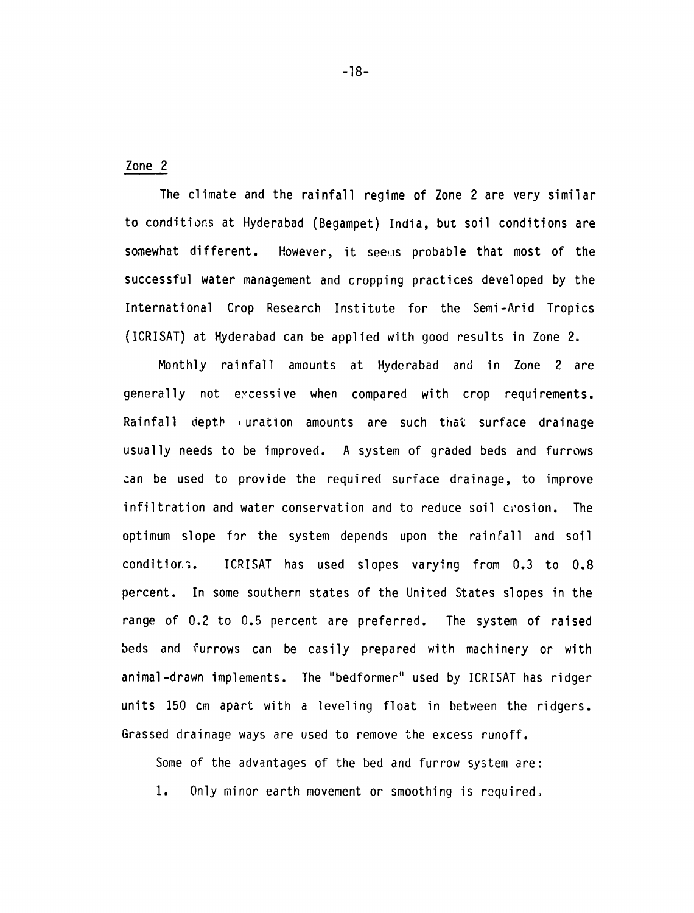## Zone 2

The climate and the rainfall regime of Zone 2 are very similar to conditions at Hyderabad (Begampet) India, but soil conditions are somewhat different. However, it seems probable that most of the successful water management and cropping practices developed by the International Crop Research Institute for the Semi-Arid Tropics (ICRISAT) at Hyderabad can be applied with good results in Zone 2.

Monthly rainfall amounts at Hyderabad and in Zone 2 are generally not excessive when compared with crop requirements. Rainfall depth duration amounts are such that surface drainage usually needs to be improved. A system of graded beds and furrows can be used to provide the required surface drainage, to improve infiltration and water conservation and to reduce soil erosion. The optimum slope for the system depends upon the rainfall and soil conditions. ICRISAT has used slopes varying from 0.3 to 0.8 percent. In some southern states of the United States slopes in the range of 0.2 to 0.5 percent are preferred. The system of raised beds and furrows can be easily prepared with machinery or with animal-drawn implements. The "bedformer" used by ICRISAT has ridger units 150 cm apart with a leveling float in between the ridgers. Grassed drainage ways are used to remove the excess runoff.

Some of the advantages of the bed and furrow system are:

1. Only minor earth movement or smoothing is required.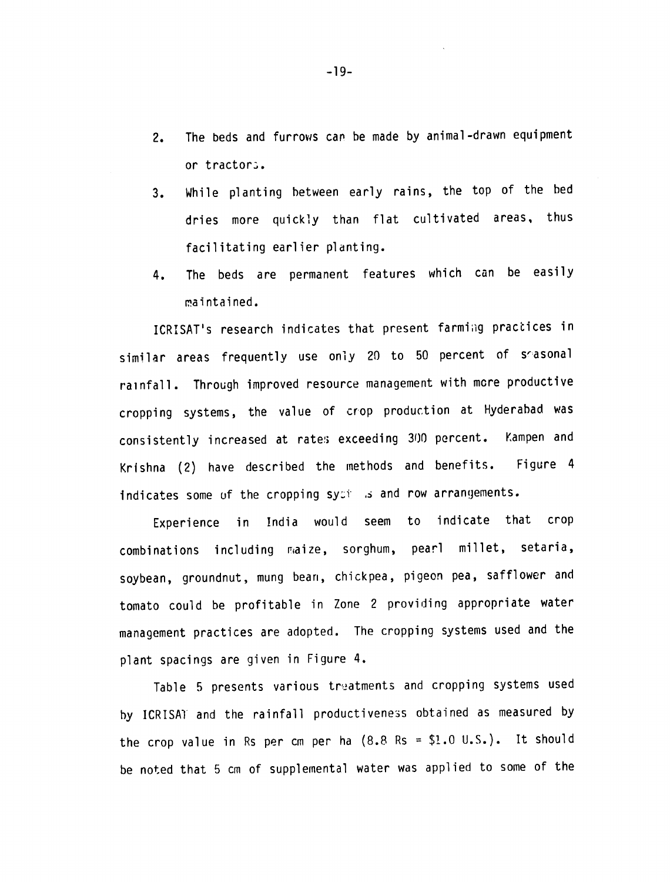2. The beds and furrows can be made by animal-drawn equipment or tractors.

3. While planting between early rains, the top of the bed dries more quickly than flat cultivated areas, thus facilitating earlier planting.

4. The beds are permanent features which can be easily maintained.

ICRISAT's research indicates that present farming practices in similar areas frequently use only 20 to 50 percent of seasonal rainfall. Through improved resource management with more productive cropping systems, the value of crop production at Hyderabad was consistently increased at rates exceeding 300 percent. Kampen and Krishna (2) have described the methods and benefits. Figure 4 indicates some of the cropping systems and row arrangements.

Experience in India would seem to indicate that crop combinations including maize, sorghum, pearl millet, setaria, soybean, groundnut, mung bean, chickpea, pigeon pea, safflower and tomato could be profitable in Zone 2 providing appropriate water management practices are adopted. The cropping systems used and the plant spacings are given in Figure 4.

Table 5 presents various treatments and cropping systems used by ICRISAT and the rainfall productiveness obtained as measured by the crop value in Rs per cm per ha (8.8 Rs = $1.0 U.S.). It should be noted that 5 cm of supplemental water was applied to some of the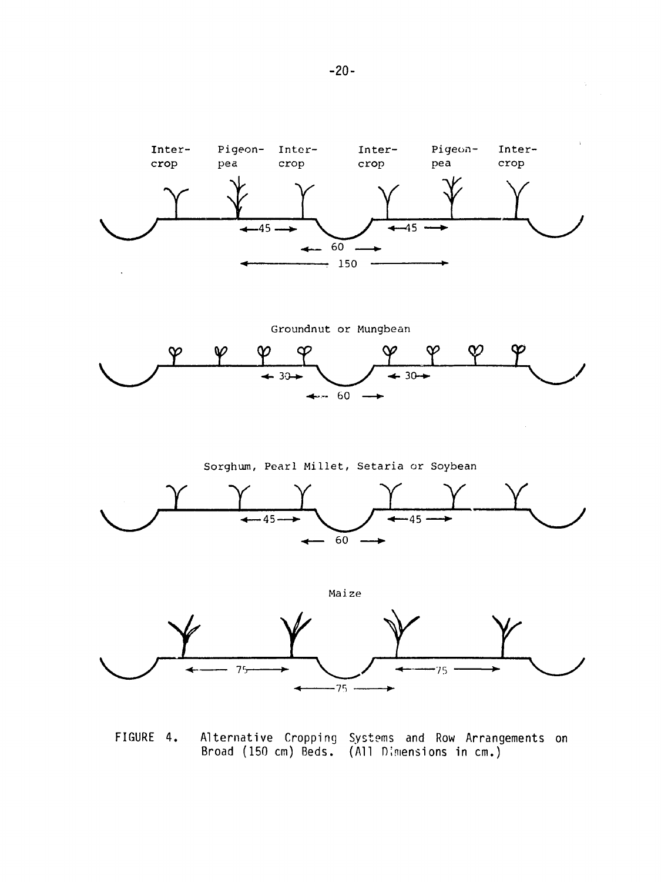Inter-crop | Pigeon-pea | Inter-crop | Inter-crop | Pigeon-pea | Inter-crop

45 | 45 | 60 | 150

Groundnut or Mungbean

30 | 30 | 60

Sorghum, Pearl Millet, Setaria or Soybean

45 | 45 | 60

Maize

75 | 75 | 75

FIGURE 4. Alternative Cropping Systems and Row Arrangements on Broad (150 cm) Beds. (All Dimensions in cm.)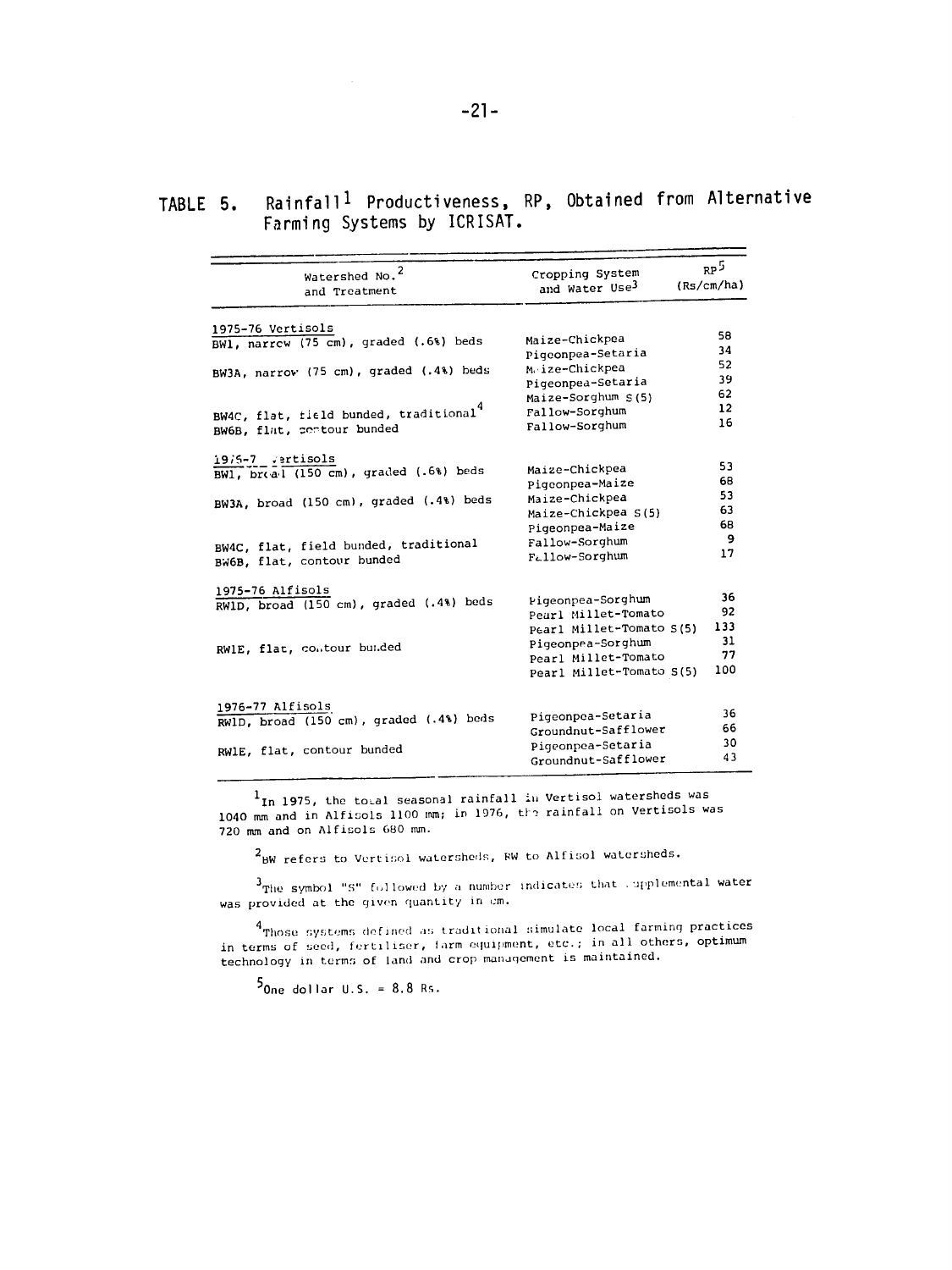## TABLE 5. Rainfall[1] Productiveness, RP, Obtained from Alternative Farming Systems by ICRISAT.

| Watershed No.[2] and Treatment | Cropping System and Water Use[3] | RP[5] (Rs/cm/ha) |
|---|---|---|
| 1975-76 Vertisols | | |
| BW1, narrow (75 cm), graded (.6%) beds | Maize-Chickpea | 58 |
| | Pigeonpea-Setaria | 34 |
| BW3A, narrow (75 cm), graded (.4%) beds | Maize-Chickpea | 52 |
| | Pigeonpea-Setaria | 39 |
| | Maize-Sorghum S(5) | 62 |
| BW4C, flat, field bunded, traditional[4] | Fallow-Sorghum | 12 |
| BW6B, flat, contour bunded | Fallow-Sorghum | 16 |
| 1976-77 Vertisols | | |
| BW1, broad (150 cm), graded (.6%) beds | Maize-Chickpea | 53 |
| | Pigeonpea-Maize | 68 |
| BW3A, broad (150 cm), graded (.4%) beds | Maize-Chickpea | 53 |
| | Maize-Chickpea S(5) | 63 |
| | Pigeonpea-Maize | 68 |
| BW4C, flat, field bunded, traditional | Fallow-Sorghum | 9 |
| BW6B, flat, contour bunded | Fallow-Sorghum | 17 |
| 1975-76 Alfisols | | |
| RW1D, broad (150 cm), graded (.4%) beds | Pigeonpea-Sorghum | 36 |
| | Pearl Millet-Tomato | 92 |
| | Pearl Millet-Tomato S(5) | 133 |
| RW1E, flat, contour bunded | Pigeonpea-Sorghum | 31 |
| | Pearl Millet-Tomato | 77 |
| | Pearl Millet-Tomato S(5) | 100 |
| 1976-77 Alfisols | | |
| RW1D, broad (150 cm), graded (.4%) beds | Pigeonpea-Setaria | 36 |
| | Groundnut-Safflower | 66 |
| RW1E, flat, contour bunded | Pigeonpea-Setaria | 30 |
| | Groundnut-Safflower | 43 |

[1]In 1975, the total seasonal rainfall in Vertisol watersheds was 1040 mm and in Alfisols 1100 mm; in 1976, the rainfall on Vertisols was 720 mm and on Alfisols 680 mm.

[2]BW refers to Vertisol watersheds, RW to Alfisol watersheds.

[3]The symbol "S" followed by a number indicates that supplemental water was provided at the given quantity in cm.

[4]Those systems defined as traditional simulate local farming practices in terms of seed, fertiliser, farm equipment, etc.; in all others, optimum technology in terms of land and crop management is maintained.

[5]One dollar U.S. = 8.8 Rs.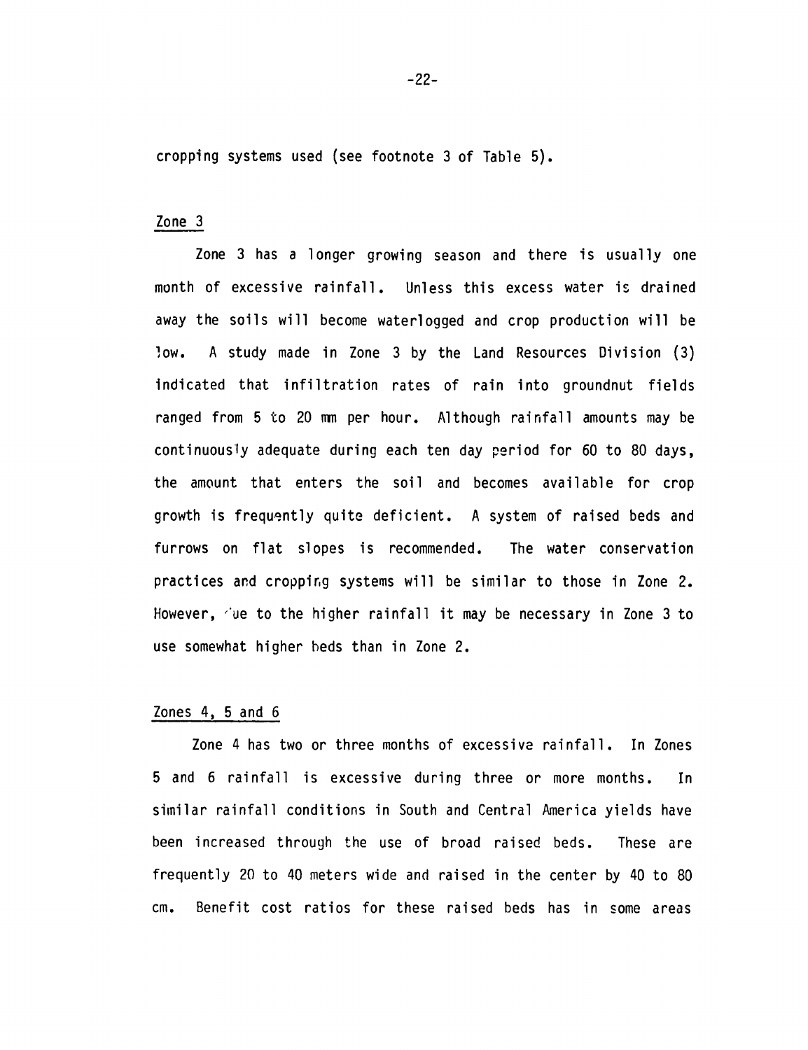cropping systems used (see footnote 3 of Table 5).

## Zone 3

Zone 3 has a longer growing season and there is usually one month of excessive rainfall. Unless this excess water is drained away the soils will become waterlogged and crop production will be low. A study made in Zone 3 by the Land Resources Division (3) indicated that infiltration rates of rain into groundnut fields ranged from 5 to 20 mm per hour. Although rainfall amounts may be continuously adequate during each ten day period for 60 to 80 days, the amount that enters the soil and becomes available for crop growth is frequently quite deficient. A system of raised beds and furrows on flat slopes is recommended. The water conservation practices and cropping systems will be similar to those in Zone 2. However, due to the higher rainfall it may be necessary in Zone 3 to use somewhat higher beds than in Zone 2.

## Zones 4, 5 and 6

Zone 4 has two or three months of excessive rainfall. In Zones 5 and 6 rainfall is excessive during three or more months. In similar rainfall conditions in South and Central America yields have been increased through the use of broad raised beds. These are frequently 20 to 40 meters wide and raised in the center by 40 to 80 cm. Benefit cost ratios for these raised beds has in some areas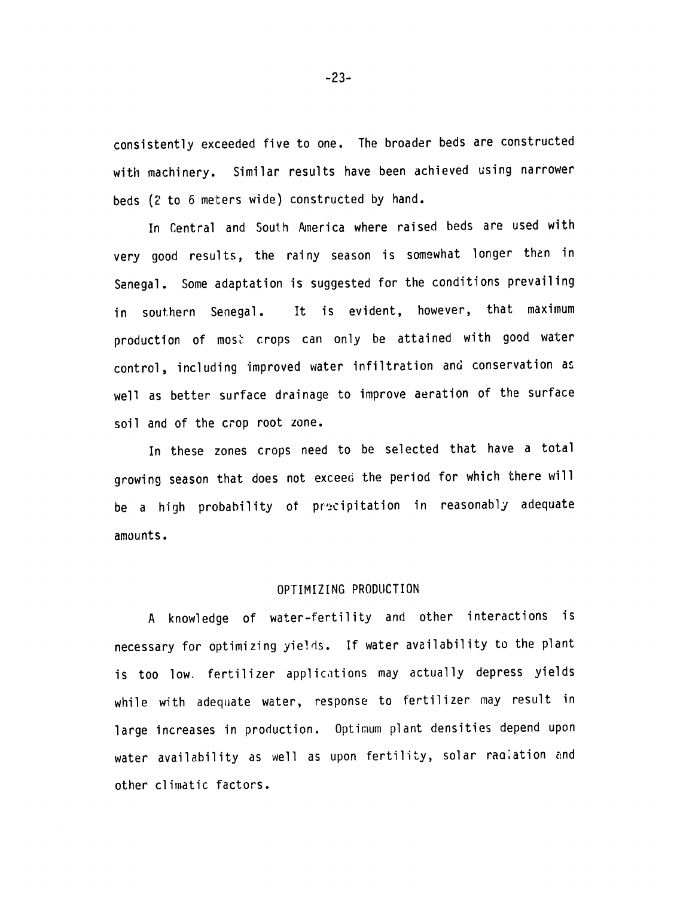consistently exceeded five to one. The broader beds are constructed with machinery. Similar results have been achieved using narrower beds (2 to 6 meters wide) constructed by hand.

In Central and South America where raised beds are used with very good results, the rainy season is somewhat longer than in Senegal. Some adaptation is suggested for the conditions prevailing in southern Senegal. It is evident, however, that maximum production of most crops can only be attained with good water control, including improved water infiltration and conservation as well as better surface drainage to improve aeration of the surface soil and of the crop root zone.

In these zones crops need to be selected that have a total growing season that does not exceed the period for which there will be a high probability of precipitation in reasonably adequate amounts.

## OPTIMIZING PRODUCTION

A knowledge of water-fertility and other interactions is necessary for optimizing yields. If water availability to the plant is too low, fertilizer applications may actually depress yields while with adequate water, response to fertilizer may result in large increases in production. Optimum plant densities depend upon water availability as well as upon fertility, solar radiation and other climatic factors.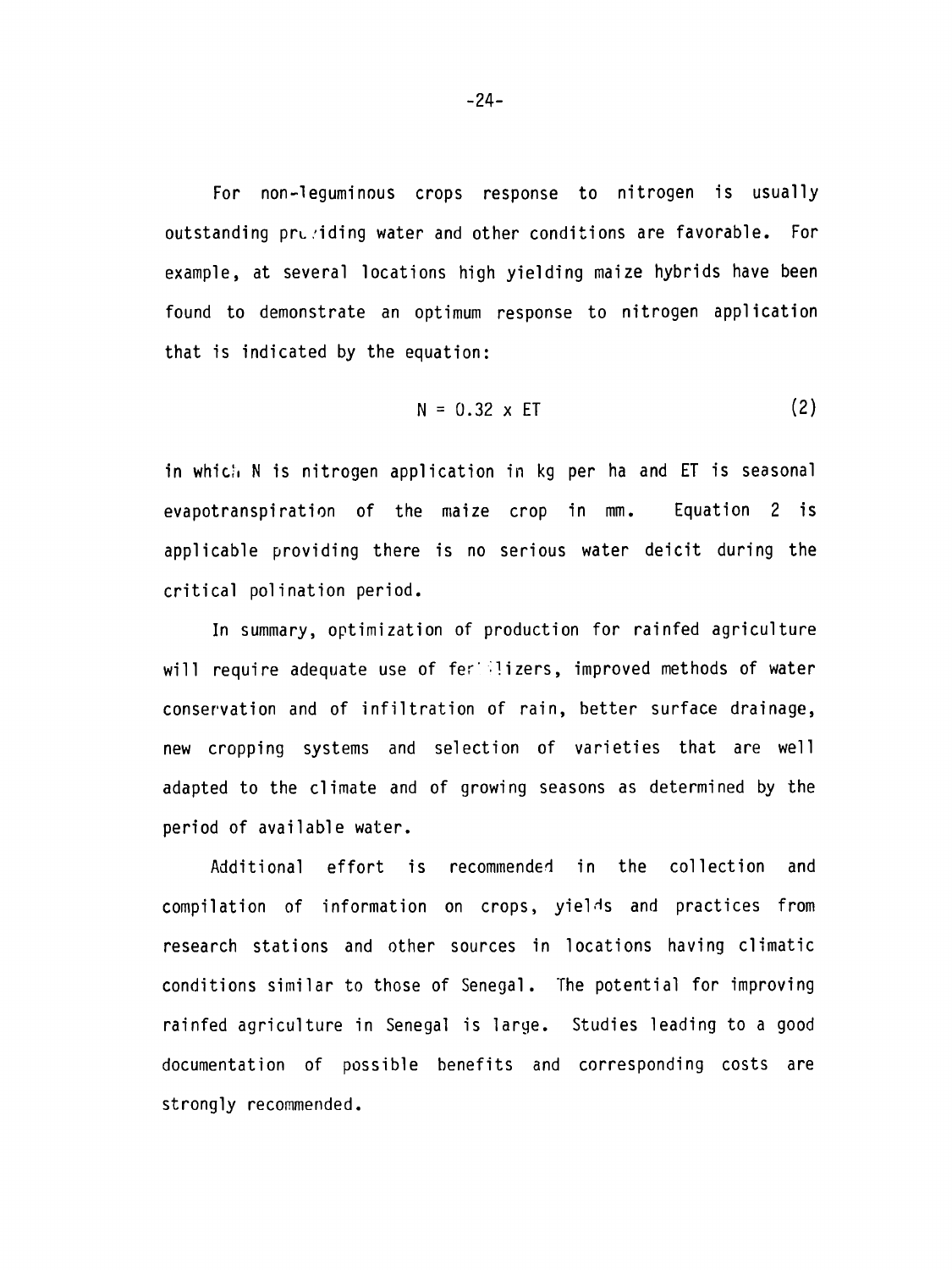For non-leguminous crops response to nitrogen is usually outstanding providing water and other conditions are favorable. For example, at several locations high yielding maize hybrids have been found to demonstrate an optimum response to nitrogen application that is indicated by the equation:

$$N = 0.32 \times ET \tag{2}$$

in which N is nitrogen application in kg per ha and ET is seasonal evapotranspiration of the maize crop in mm. Equation 2 is applicable providing there is no serious water deicit during the critical polination period.

In summary, optimization of production for rainfed agriculture will require adequate use of fertilizers, improved methods of water conservation and of infiltration of rain, better surface drainage, new cropping systems and selection of varieties that are well adapted to the climate and of growing seasons as determined by the period of available water.

Additional effort is recommended in the collection and compilation of information on crops, yields and practices from research stations and other sources in locations having climatic conditions similar to those of Senegal. The potential for improving rainfed agriculture in Senegal is large. Studies leading to a good documentation of possible benefits and corresponding costs are strongly recommended.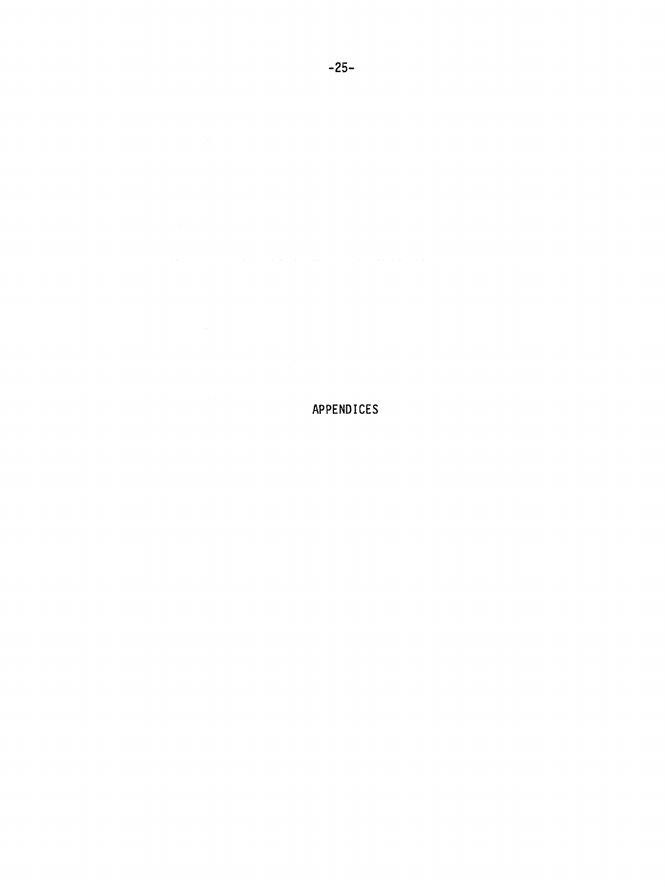# APPENDICES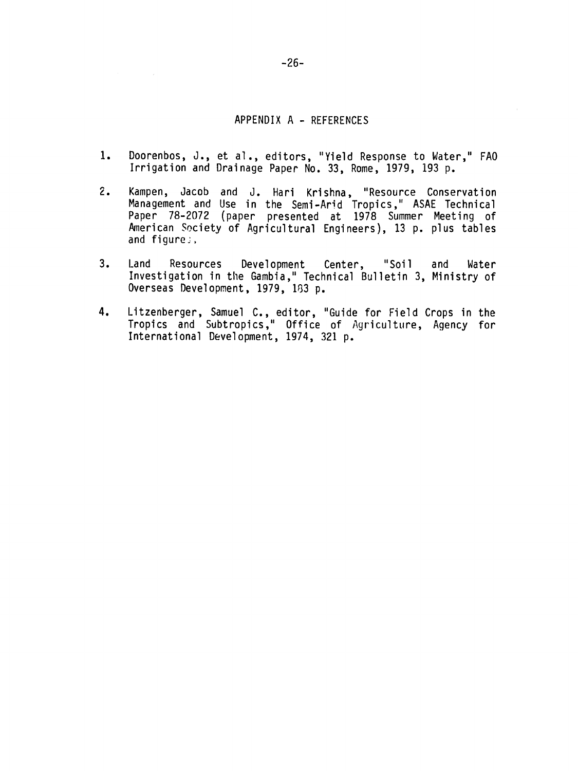## APPENDIX A - REFERENCES

1. Doorenbos, J., et al., editors, "Yield Response to Water," FAO Irrigation and Drainage Paper No. 33, Rome, 1979, 193 p.

2. Kampen, Jacob and J. Hari Krishna, "Resource Conservation Management and Use in the Semi-Arid Tropics," ASAE Technical Paper 78-2072 (paper presented at 1978 Summer Meeting of American Society of Agricultural Engineers), 13 p. plus tables and figures.

3. Land Resources Development Center, "Soil and Water Investigation in the Gambia," Technical Bulletin 3, Ministry of Overseas Development, 1979, 183 p.

4. Litzenberger, Samuel C., editor, "Guide for Field Crops in the Tropics and Subtropics," Office of Agriculture, Agency for International Development, 1974, 321 p.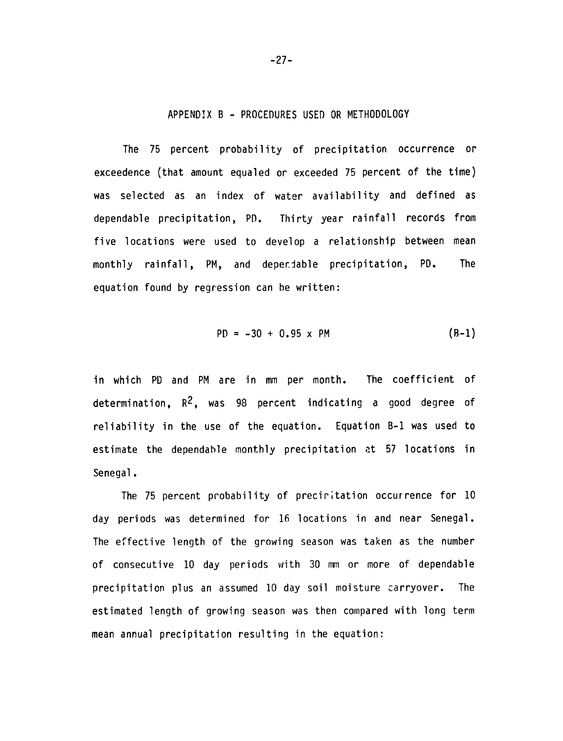## APPENDIX B - PROCEDURES USED OR METHODOLOGY

The 75 percent probability of precipitation occurrence or exceedence (that amount equaled or exceeded 75 percent of the time) was selected as an index of water availability and defined as dependable precipitation, PD. Thirty year rainfall records from five locations were used to develop a relationship between mean monthly rainfall, PM, and dependable precipitation, PD. The equation found by regression can be written:

$$PD = -30 + 0.95 \times PM \tag{B-1}$$

in which PD and PM are in mm per month. The coefficient of determination, $R^2$, was 98 percent indicating a good degree of reliability in the use of the equation. Equation B-1 was used to estimate the dependable monthly precipitation at 57 locations in Senegal.

The 75 percent probability of precipitation occurrence for 10 day periods was determined for 16 locations in and near Senegal. The effective length of the growing season was taken as the number of consecutive 10 day periods with 30 mm or more of dependable precipitation plus an assumed 10 day soil moisture carryover. The estimated length of growing season was then compared with long term mean annual precipitation resulting in the equation: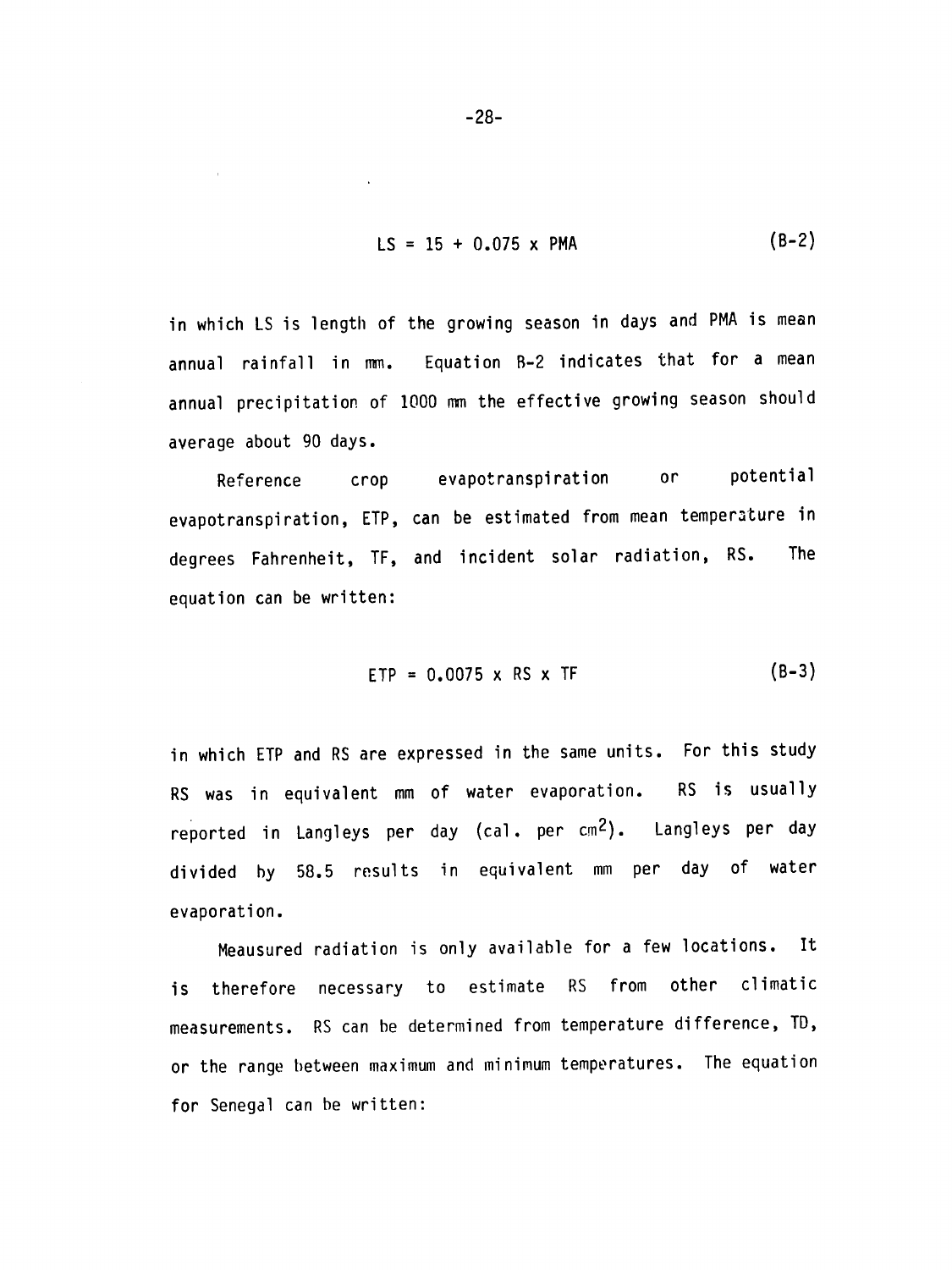$$LS = 15 + 0.075 \times PMA \tag{B-2}$$

in which LS is length of the growing season in days and PMA is mean annual rainfall in mm. Equation B-2 indicates that for a mean annual precipitation of 1000 mm the effective growing season should average about 90 days.

Reference crop evapotranspiration or potential evapotranspiration, ETP, can be estimated from mean temperature in degrees Fahrenheit, TF, and incident solar radiation, RS. The equation can be written:

$$ETP = 0.0075 \times RS \times TF \tag{B-3}$$

in which ETP and RS are expressed in the same units. For this study RS was in equivalent mm of water evaporation. RS is usually reported in Langleys per day (cal. per $cm^2$). Langleys per day divided by 58.5 results in equivalent mm per day of water evaporation.

Meausured radiation is only available for a few locations. It is therefore necessary to estimate RS from other climatic measurements. RS can be determined from temperature difference, TD, or the range between maximum and minimum temperatures. The equation for Senegal can be written: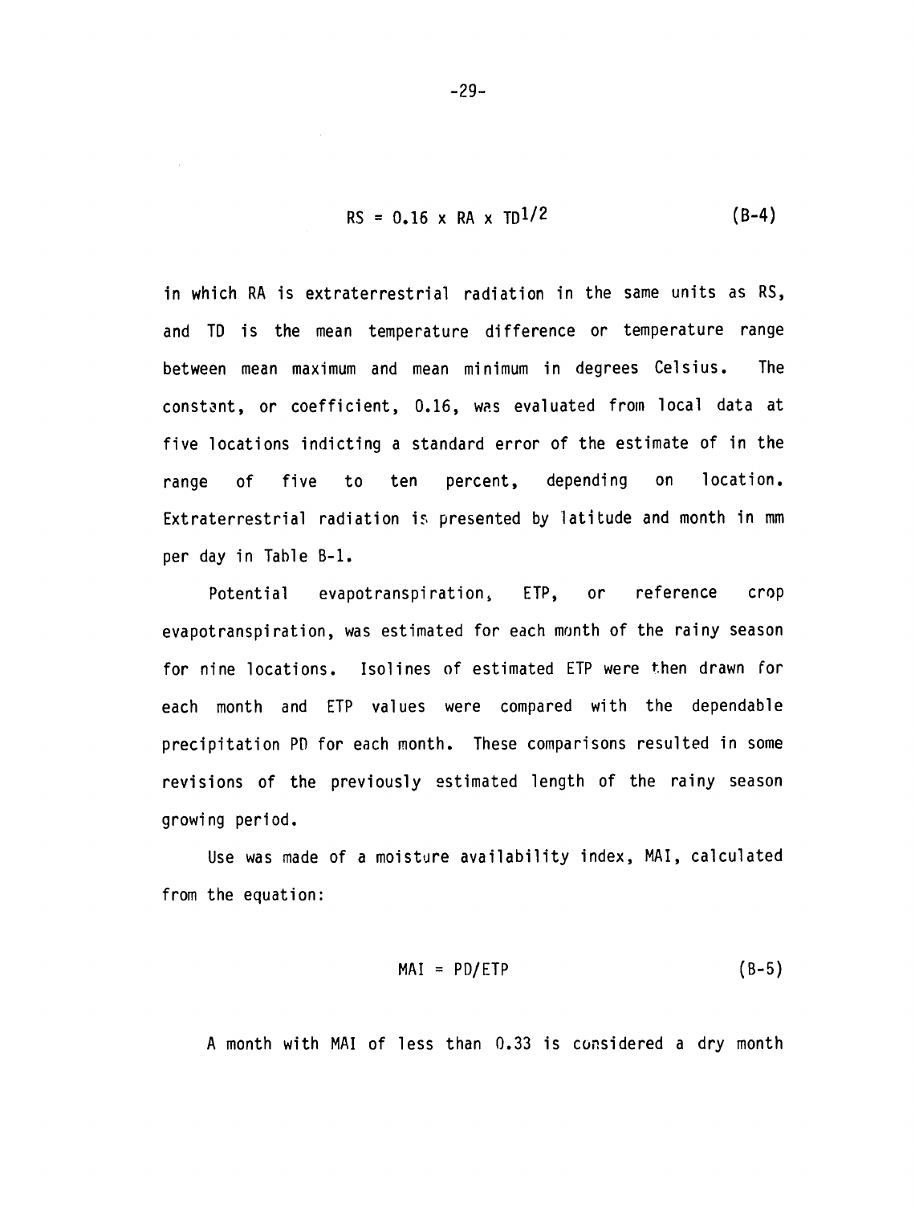$$RS = 0.16 \times RA \times TD^{1/2} \qquad \text{(B-4)}$$

in which RA is extraterrestrial radiation in the same units as RS, and TD is the mean temperature difference or temperature range between mean maximum and mean minimum in degrees Celsius. The constant, or coefficient, 0.16, was evaluated from local data at five locations indicting a standard error of the estimate of in the range of five to ten percent, depending on location. Extraterrestrial radiation is presented by latitude and month in mm per day in Table B-1.

Potential evapotranspiration, ETP, or reference crop evapotranspiration, was estimated for each month of the rainy season for nine locations. Isolines of estimated ETP were then drawn for each month and ETP values were compared with the dependable precipitation PD for each month. These comparisons resulted in some revisions of the previously estimated length of the rainy season growing period.

Use was made of a moisture availability index, MAI, calculated from the equation:

$$MAI = PD/ETP \qquad \text{(B-5)}$$

A month with MAI of less than 0.33 is considered a dry month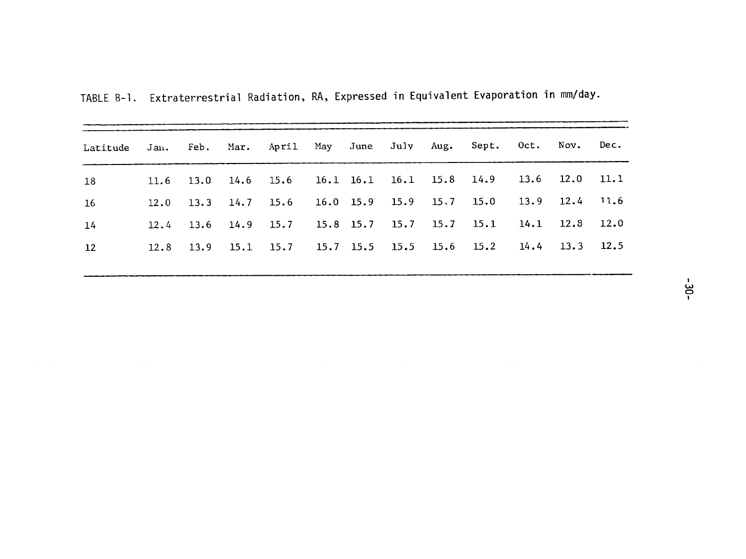TABLE B-1. Extraterrestrial Radiation, RA, Expressed in Equivalent Evaporation in mm/day.

| Latitude | Jan. | Feb. | Mar. | April | May | June | July | Aug. | Sept. | Oct. | Nov. | Dec. |
|---|---|---|---|---|---|---|---|---|---|---|---|---|
| 18 | 11.6 | 13.0 | 14.6 | 15.6 | 16.1 | 16.1 | 16.1 | 15.8 | 14.9 | 13.6 | 12.0 | 11.1 |
| 16 | 12.0 | 13.3 | 14.7 | 15.6 | 16.0 | 15.9 | 15.9 | 15.7 | 15.0 | 13.9 | 12.4 | 11.6 |
| 14 | 12.4 | 13.6 | 14.9 | 15.7 | 15.8 | 15.7 | 15.7 | 15.7 | 15.1 | 14.1 | 12.8 | 12.0 |
| 12 | 12.8 | 13.9 | 15.1 | 15.7 | 15.7 | 15.5 | 15.5 | 15.6 | 15.2 | 14.4 | 13.3 | 12.5 |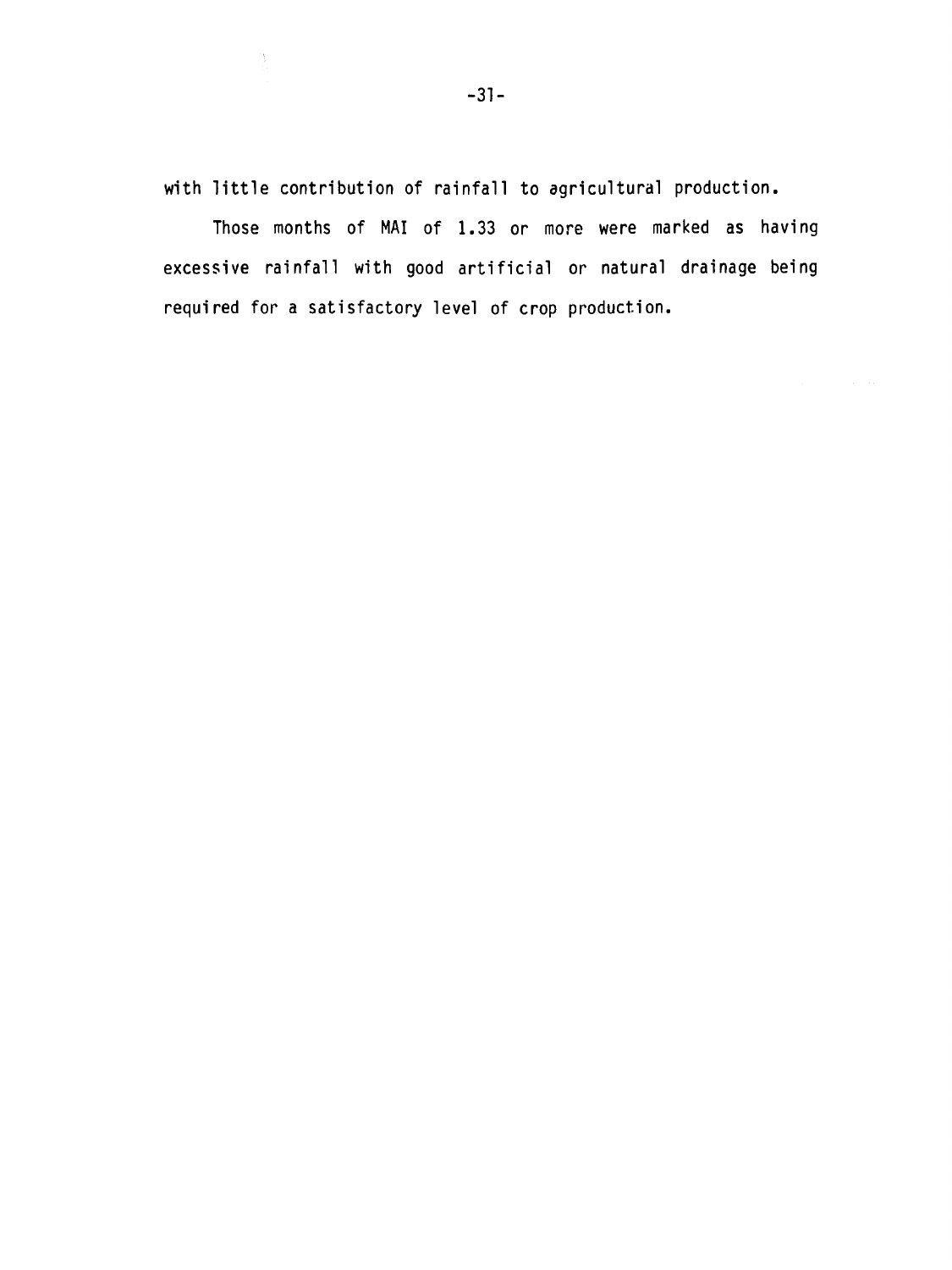with little contribution of rainfall to agricultural production.

Those months of MAI of 1.33 or more were marked as having excessive rainfall with good artificial or natural drainage being required for a satisfactory level of crop production.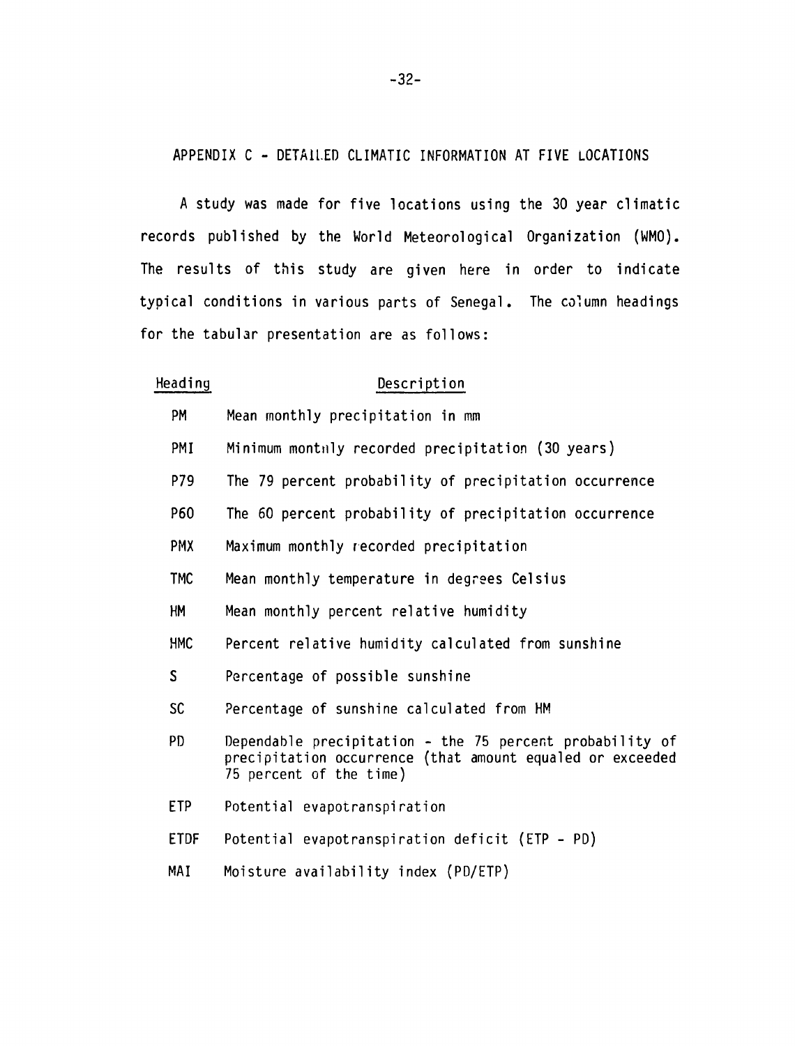## APPENDIX C - DETAILED CLIMATIC INFORMATION AT FIVE LOCATIONS

A study was made for five locations using the 30 year climatic records published by the World Meteorological Organization (WMO). The results of this study are given here in order to indicate typical conditions in various parts of Senegal. The column headings for the tabular presentation are as follows:

| Heading | Description |
|---|---|
| PM | Mean monthly precipitation in mm |
| PMI | Minimum monthly recorded precipitation (30 years) |
| P79 | The 79 percent probability of precipitation occurrence |
| P60 | The 60 percent probability of precipitation occurrence |
| PMX | Maximum monthly recorded precipitation |
| TMC | Mean monthly temperature in degrees Celsius |
| HM | Mean monthly percent relative humidity |
| HMC | Percent relative humidity calculated from sunshine |
| S | Percentage of possible sunshine |
| SC | Percentage of sunshine calculated from HM |
| PD | Dependable precipitation - the 75 percent probability of precipitation occurrence (that amount equaled or exceeded 75 percent of the time) |
| ETP | Potential evapotranspiration |
| ETDF | Potential evapotranspiration deficit (ETP - PD) |
| MAI | Moisture availability index (PD/ETP) |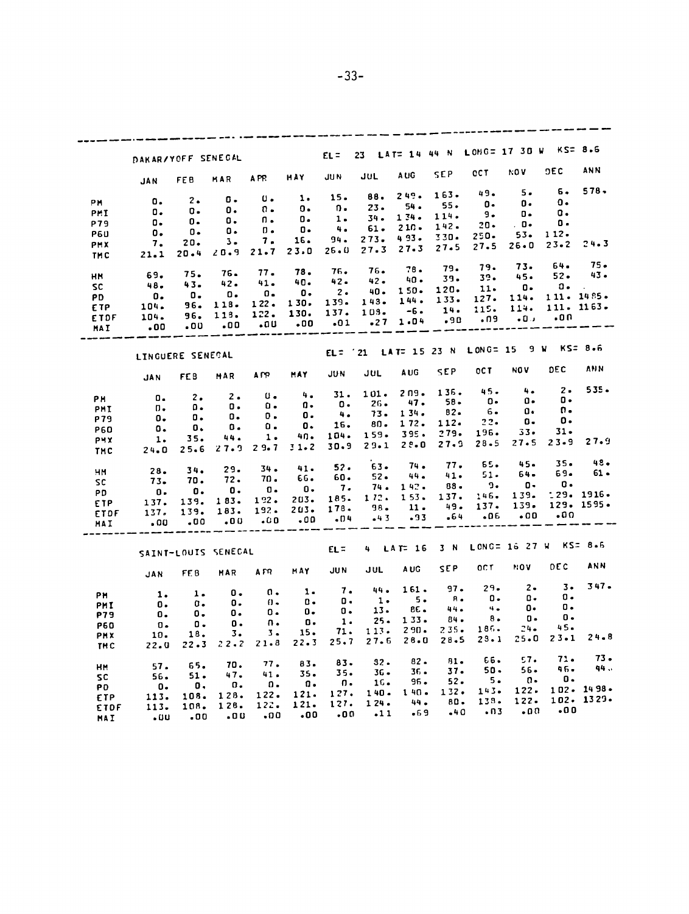**DAKAR/YOFF SENEGAL** EL= 23 LAT= 14 44 N LONG= 17 30 W KS= 8.6

| | JAN | FEB | MAR | APR | MAY | JUN | JUL | AUG | SEP | OCT | NOV | DEC | ANN |
|---|---|---|---|---|---|---|---|---|---|---|---|---|---|
| PM | 0. | 2. | 0. | 0. | 1. | 15. | 88. | 249. | 163. | 49. | 5. | 6. | 578. |
| PMI | 0. | 0. | 0. | 0. | 0. | 0. | 23. | 54. | 55. | 0. | 0. | 0. | |
| P79 | 0. | 0. | 0. | 0. | 0. | 1. | 34. | 134. | 114. | 9. | 0. | 0. | |
| P60 | 0. | 0. | 0. | 0. | 0. | 4. | 61. | 210. | 142. | 20. | 0. | 0. | |
| PMX | 7. | 20. | 3. | 7. | 16. | 94. | 273. | 493. | 330. | 250. | 53. | 112. | |
| TMC | 21.1 | 20.4 | 20.9 | 21.7 | 23.0 | 26.0 | 27.3 | 27.3 | 27.5 | 27.5 | 26.0 | 23.2 | 24.3 |
| HM | 69. | 75. | 76. | 77. | 78. | 76. | 76. | 78. | 79. | 79. | 73. | 64. | 75. |
| SC | 48. | 43. | 42. | 41. | 40. | 42. | 42. | 40. | 39. | 39. | 45. | 52. | 43. |
| PD | 0. | 0. | 0. | 0. | 0. | 2. | 40. | 150. | 120. | 11. | 0. | 0. | |
| ETP | 104. | 96. | 118. | 122. | 130. | 139. | 143. | 144. | 133. | 127. | 114. | 111. | 1485. |
| ETDF | 104. | 96. | 118. | 122. | 130. | 137. | 103. | -6. | 14. | 115. | 114. | 111. | 1163. |
| MAI | .00 | .00 | .00 | .00 | .00 | .01 | .27 | 1.04 | .90 | .09 | .00 | .00 | |

**LINGUERE SENEGAL** EL= 21 LAT= 15 23 N LONG= 15 9 W KS= 8.6

| | JAN | FEB | MAR | APR | MAY | JUN | JUL | AUG | SEP | OCT | NOV | DEC | ANN |
|---|---|---|---|---|---|---|---|---|---|---|---|---|---|
| PM | 0. | 2. | 2. | 0. | 4. | 31. | 101. | 209. | 136. | 45. | 4. | 2. | 535. |
| PMI | 0. | 0. | 0. | 0. | 0. | 0. | 26. | 47. | 58. | 0. | 0. | 0. | |
| P79 | 0. | 0. | 0. | 0. | 0. | 4. | 73. | 134. | 82. | 6. | 0. | 0. | |
| P60 | 0. | 0. | 0. | 0. | 0. | 16. | 80. | 172. | 112. | 22. | 0. | 0. | |
| PMX | 1. | 35. | 44. | 1. | 40. | 104. | 159. | 395. | 279. | 196. | 33. | 31. | |
| TMC | 24.0 | 25.6 | 27.9 | 29.7 | 31.2 | 30.9 | 29.1 | 28.0 | 27.9 | 28.5 | 27.5 | 23.9 | 27.9 |
| HM | 28. | 34. | 29. | 34. | 41. | 52. | 63. | 74. | 77. | 65. | 45. | 35. | 48. |
| SC | 73. | 70. | 72. | 70. | 66. | 60. | 52. | 44. | 41. | 51. | 64. | 69. | 61. |
| PD | 0. | 0. | 0. | 0. | 0. | 7. | 74. | 142. | 88. | 9. | 0. | 0. | |
| ETP | 137. | 139. | 183. | 192. | 203. | 185. | 172. | 153. | 137. | 146. | 139. | 129. | 1916. |
| ETDF | 137. | 139. | 183. | 192. | 203. | 178. | 98. | 11. | 49. | 137. | 139. | 129. | 1595. |
| MAI | .00 | .00 | .00 | .00 | .00 | .04 | .43 | .93 | .64 | .06 | .00 | .00 | |

**SAINT-LOUIS SENEGAL** EL= 4 LAT= 16 3 N LONG= 16 27 W KS= 8.6

| | JAN | FEB | MAR | APR | MAY | JUN | JUL | AUG | SEP | OCT | NOV | DEC | ANN |
|---|---|---|---|---|---|---|---|---|---|---|---|---|---|
| PM | 1. | 1. | 0. | 0. | 1. | 7. | 44. | 161. | 97. | 29. | 2. | 3. | 347. |
| PMI | 0. | 0. | 0. | 0. | 0. | 0. | 1. | 5. | 8. | 0. | 0. | 0. | |
| P79 | 0. | 0. | 0. | 0. | 0. | 0. | 13. | 86. | 44. | 4. | 0. | 0. | |
| P60 | 0. | 0. | 0. | 0. | 0. | 1. | 25. | 133. | 84. | 8. | 0. | 0. | |
| PMX | 10. | 18. | 3. | 3. | 15. | 71. | 113. | 290. | 235. | 186. | 24. | 45. | |
| TMC | 22.0 | 22.3 | 22.2 | 21.8 | 22.3 | 25.7 | 27.6 | 28.0 | 28.5 | 28.1 | 25.0 | 23.1 | 24.8 |
| HM | 57. | 65. | 70. | 77. | 83. | 83. | 82. | 82. | 81. | 66. | 57. | 71. | 73. |
| SC | 56. | 51. | 47. | 41. | 35. | 35. | 36. | 36. | 37. | 50. | 56. | 46. | 44. |
| PD | 0. | 0. | 0. | 0. | 0. | 0. | 16. | 96. | 52. | 5. | 0. | 0. | |
| ETP | 113. | 108. | 128. | 122. | 121. | 127. | 140. | 140. | 132. | 143. | 122. | 102. | 1498. |
| ETDF | 113. | 108. | 128. | 122. | 121. | 127. | 124. | 44. | 80. | 138. | 122. | 102. | 1329. |
| MAI | .00 | .00 | .00 | .00 | .00 | .00 | .11 | .69 | .40 | .03 | .00 | .00 | |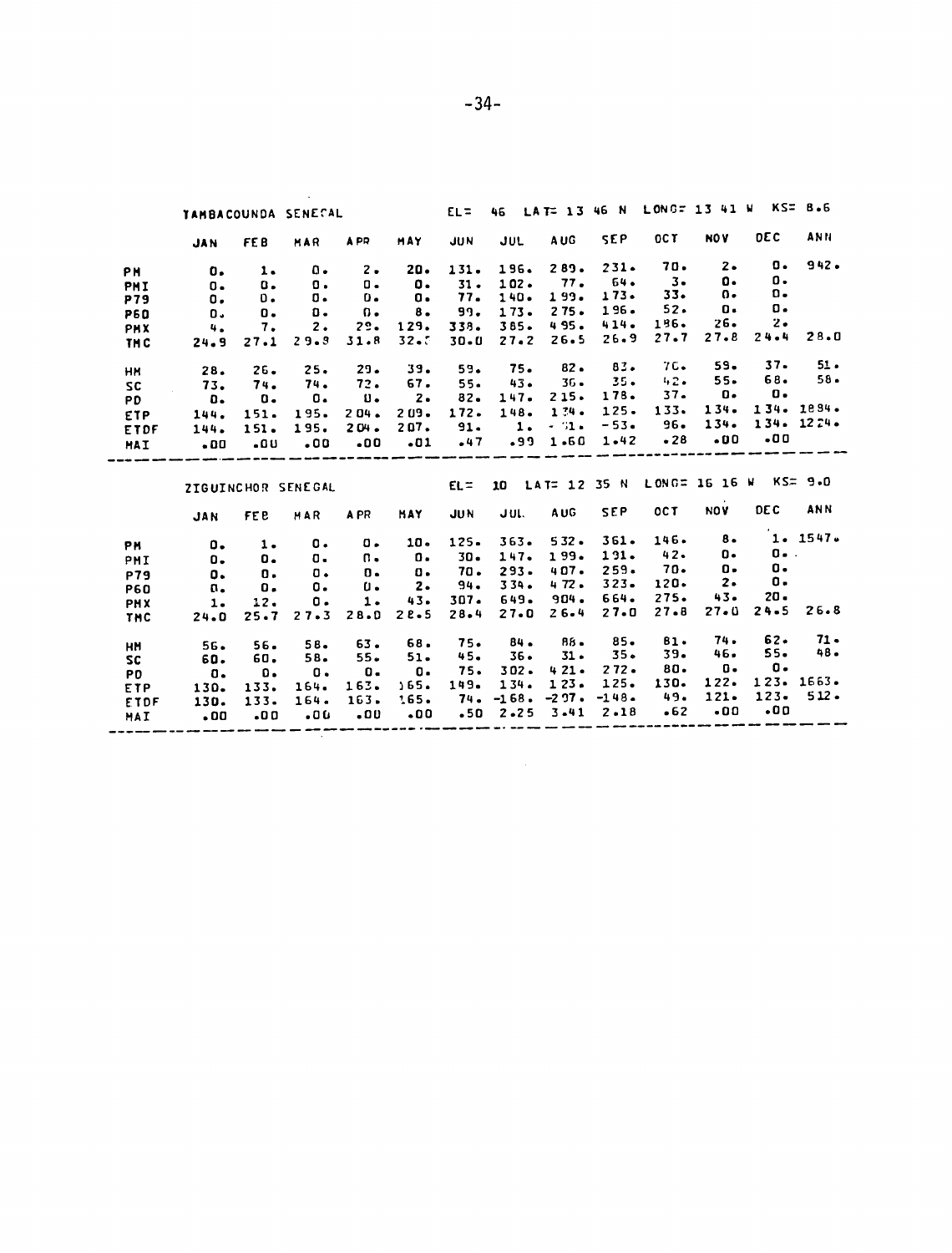TAMBACOUNDA SENEGAL    EL= 46  LAT= 13 46 N  LONG= 13 41 W  KS= 8.6

| | JAN | FEB | MAR | APR | MAY | JUN | JUL | AUG | SEP | OCT | NOV | DEC | ANN |
|---|---|---|---|---|---|---|---|---|---|---|---|---|---|
| PM | 0. | 1. | 0. | 2. | 20. | 131. | 196. | 289. | 231. | 70. | 2. | 0. | 942. |
| PMI | 0. | 0. | 0. | 0. | 0. | 31. | 102. | 77. | 64. | 3. | 0. | 0. | |
| P79 | 0. | 0. | 0. | 0. | 0. | 77. | 140. | 199. | 173. | 33. | 0. | 0. | |
| P60 | 0. | 0. | 0. | 0. | 8. | 99. | 173. | 275. | 196. | 52. | 0. | 0. | |
| PMX | 4. | 7. | 2. | 29. | 129. | 338. | 385. | 495. | 414. | 186. | 26. | 2. | |
| TMC | 24.9 | 27.1 | 29.9 | 31.8 | 32.0 | 30.0 | 27.2 | 26.5 | 26.9 | 27.7 | 27.8 | 24.4 | 28.0 |
| HM | 28. | 26. | 25. | 29. | 39. | 59. | 75. | 82. | 83. | 70. | 59. | 37. | 51. |
| SC | 73. | 74. | 74. | 72. | 67. | 55. | 43. | 36. | 35. | 42. | 55. | 68. | 58. |
| PD | 0. | 0. | 0. | 0. | 2. | 82. | 147. | 215. | 178. | 37. | 0. | 0. | |
| ETP | 144. | 151. | 195. | 204. | 209. | 172. | 148. | 134. | 125. | 133. | 134. | 134. | 1894. |
| ETDF | 144. | 151. | 195. | 204. | 207. | 91. | 1. | -81. | -53. | 96. | 134. | 134. | 1224. |
| MAI | .00 | .00 | .00 | .00 | .01 | .47 | .99 | 1.60 | 1.42 | .28 | .00 | .00 | |

ZIGUINCHOR SENEGAL    EL= 10  LAT= 12 35 N  LONG= 16 16 W  KS= 9.0

| | JAN | FEB | MAR | APR | MAY | JUN | JUL | AUG | SEP | OCT | NOV | DEC | ANN |
|---|---|---|---|---|---|---|---|---|---|---|---|---|---|
| PM | 0. | 1. | 0. | 0. | 10. | 125. | 363. | 532. | 361. | 146. | 8. | 1. | 1547. |
| PMI | 0. | 0. | 0. | 0. | 0. | 30. | 147. | 199. | 191. | 42. | 0. | 0. | |
| P79 | 0. | 0. | 0. | 0. | 0. | 70. | 293. | 407. | 259. | 70. | 0. | 0. | |
| P60 | 0. | 0. | 0. | 0. | 2. | 94. | 334. | 472. | 323. | 120. | 2. | 0. | |
| PMX | 1. | 12. | 0. | 1. | 43. | 307. | 649. | 904. | 664. | 275. | 43. | 20. | |
| TMC | 24.0 | 25.7 | 27.3 | 28.0 | 28.5 | 28.4 | 27.0 | 26.4 | 27.0 | 27.8 | 27.0 | 24.5 | 26.8 |
| HM | 56. | 56. | 58. | 63. | 68. | 75. | 84. | 88. | 85. | 81. | 74. | 62. | 71. |
| SC | 60. | 60. | 58. | 55. | 51. | 45. | 36. | 31. | 35. | 39. | 46. | 55. | 48. |
| PD | 0. | 0. | 0. | 0. | 0. | 75. | 302. | 421. | 272. | 80. | 0. | 0. | |
| ETP | 130. | 133. | 164. | 163. | 165. | 149. | 134. | 123. | 125. | 130. | 122. | 123. | 1663. |
| ETDF | 130. | 133. | 164. | 163. | 165. | 74. | -168. | -297. | -148. | 49. | 121. | 123. | 512. |
| MAI | .00 | .00 | .00 | .00 | .00 | .50 | 2.25 | 3.41 | 2.18 | .62 | .00 | .00 | |